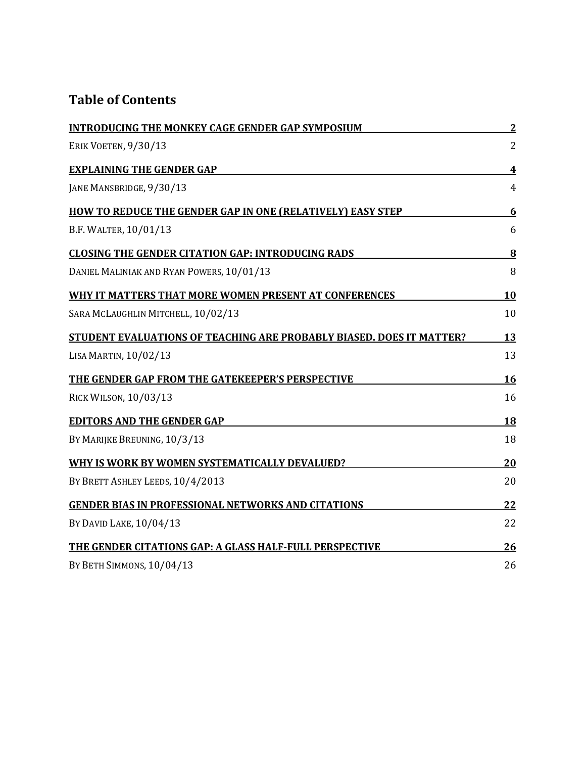# Table of Contents

| | |
|---|---|
| **INTRODUCING THE MONKEY CAGE GENDER GAP SYMPOSIUM** | **2** |
| ERIK VOETEN, 9/30/13 | 2 |
| **EXPLAINING THE GENDER GAP** | **4** |
| JANE MANSBRIDGE, 9/30/13 | 4 |
| **HOW TO REDUCE THE GENDER GAP IN ONE (RELATIVELY) EASY STEP** | **6** |
| B.F. WALTER, 10/01/13 | 6 |
| **CLOSING THE GENDER CITATION GAP: INTRODUCING RADS** | **8** |
| DANIEL MALINIAK AND RYAN POWERS, 10/01/13 | 8 |
| **WHY IT MATTERS THAT MORE WOMEN PRESENT AT CONFERENCES** | **10** |
| SARA MCLAUGHLIN MITCHELL, 10/02/13 | 10 |
| **STUDENT EVALUATIONS OF TEACHING ARE PROBABLY BIASED. DOES IT MATTER?** | **13** |
| LISA MARTIN, 10/02/13 | 13 |
| **THE GENDER GAP FROM THE GATEKEEPER'S PERSPECTIVE** | **16** |
| RICK WILSON, 10/03/13 | 16 |
| **EDITORS AND THE GENDER GAP** | **18** |
| BY MARIJKE BREUNING, 10/3/13 | 18 |
| **WHY IS WORK BY WOMEN SYSTEMATICALLY DEVALUED?** | **20** |
| BY BRETT ASHLEY LEEDS, 10/4/2013 | 20 |
| **GENDER BIAS IN PROFESSIONAL NETWORKS AND CITATIONS** | **22** |
| BY DAVID LAKE, 10/04/13 | 22 |
| **THE GENDER CITATIONS GAP: A GLASS HALF-FULL PERSPECTIVE** | **26** |
| BY BETH SIMMONS, 10/04/13 | 26 |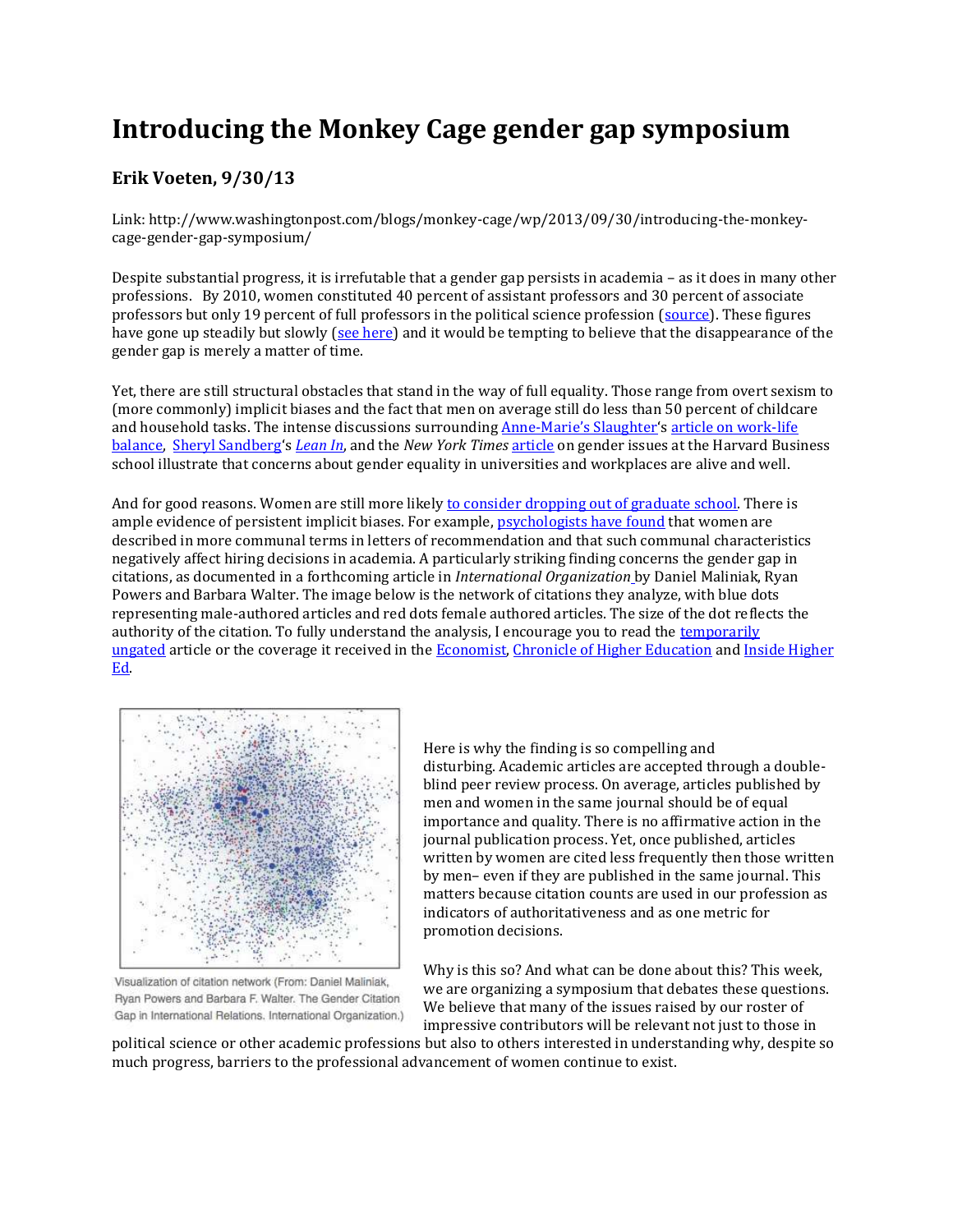# Introducing the Monkey Cage gender gap symposium

## Erik Voeten, 9/30/13

Link: http://www.washingtonpost.com/blogs/monkey-cage/wp/2013/09/30/introducing-the-monkey-cage-gender-gap-symposium/

Despite substantial progress, it is irrefutable that a gender gap persists in academia – as it does in many other professions. By 2010, women constituted 40 percent of assistant professors and 30 percent of associate professors but only 19 percent of full professors in the political science profession (source). These figures have gone up steadily but slowly (see here) and it would be tempting to believe that the disappearance of the gender gap is merely a matter of time.

Yet, there are still structural obstacles that stand in the way of full equality. Those range from overt sexism to (more commonly) implicit biases and the fact that men on average still do less than 50 percent of childcare and household tasks. The intense discussions surrounding Anne-Marie's Slaughter's article on work-life balance, Sheryl Sandberg's *Lean In*, and the *New York Times* article on gender issues at the Harvard Business school illustrate that concerns about gender equality in universities and workplaces are alive and well.

And for good reasons. Women are still more likely to consider dropping out of graduate school. There is ample evidence of persistent implicit biases. For example, psychologists have found that women are described in more communal terms in letters of recommendation and that such communal characteristics negatively affect hiring decisions in academia. A particularly striking finding concerns the gender gap in citations, as documented in a forthcoming article in *International Organization* by Daniel Maliniak, Ryan Powers and Barbara Walter. The image below is the network of citations they analyze, with blue dots representing male-authored articles and red dots female authored articles. The size of the dot reflects the authority of the citation. To fully understand the analysis, I encourage you to read the temporarily ungated article or the coverage it received in the Economist, Chronicle of Higher Education and Inside Higher Ed.

Visualization of citation network (From: Daniel Maliniak, Ryan Powers and Barbara F. Walter. The Gender Citation Gap in International Relations. International Organization.)

Here is why the finding is so compelling and disturbing. Academic articles are accepted through a double-blind peer review process. On average, articles published by men and women in the same journal should be of equal importance and quality. There is no affirmative action in the journal publication process. Yet, once published, articles written by women are cited less frequently then those written by men– even if they are published in the same journal. This matters because citation counts are used in our profession as indicators of authoritativeness and as one metric for promotion decisions.

Why is this so? And what can be done about this? This week, we are organizing a symposium that debates these questions. We believe that many of the issues raised by our roster of impressive contributors will be relevant not just to those in political science or other academic professions but also to others interested in understanding why, despite so much progress, barriers to the professional advancement of women continue to exist.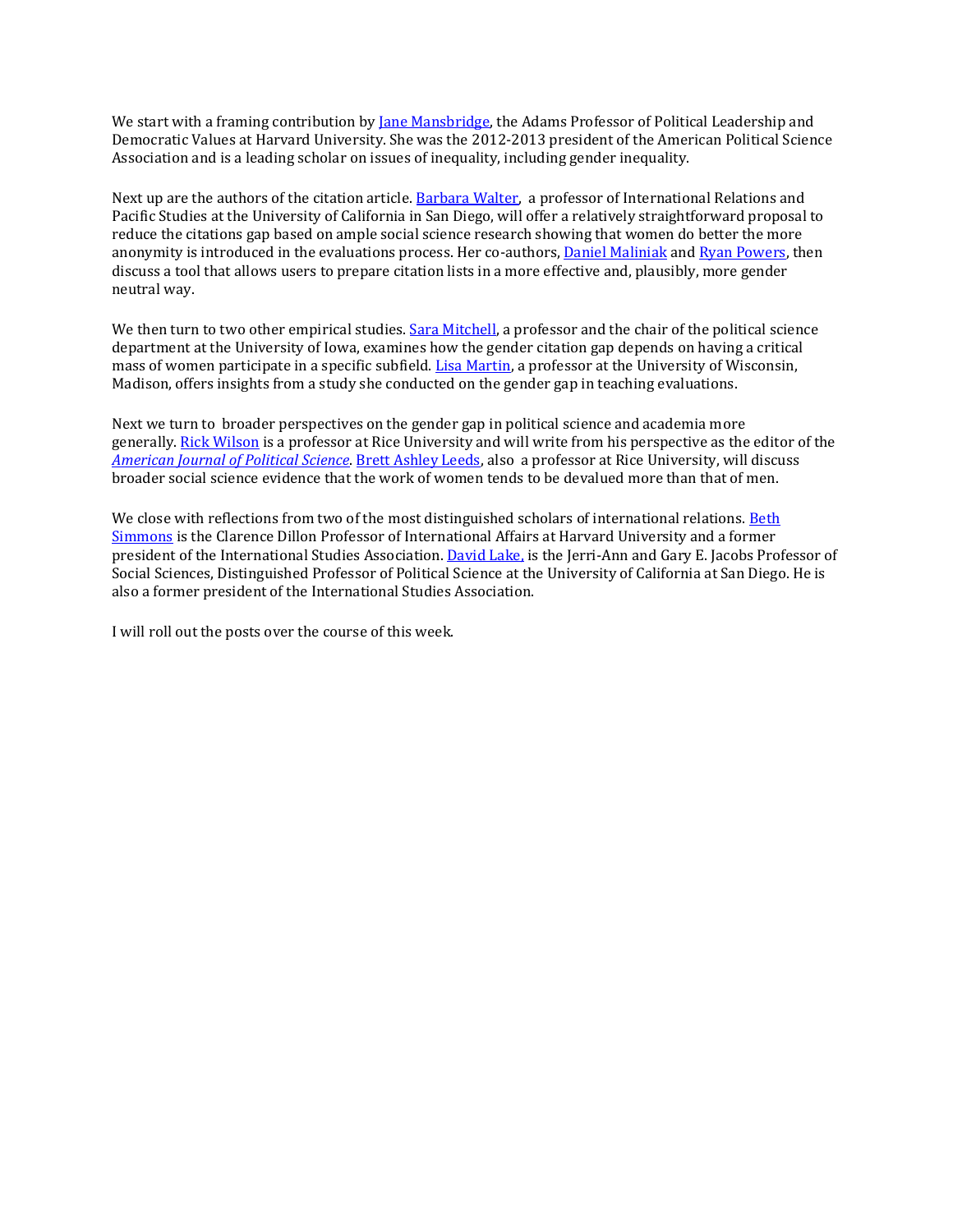We start with a framing contribution by Jane Mansbridge, the Adams Professor of Political Leadership and Democratic Values at Harvard University. She was the 2012-2013 president of the American Political Science Association and is a leading scholar on issues of inequality, including gender inequality.

Next up are the authors of the citation article. Barbara Walter, a professor of International Relations and Pacific Studies at the University of California in San Diego, will offer a relatively straightforward proposal to reduce the citations gap based on ample social science research showing that women do better the more anonymity is introduced in the evaluations process. Her co-authors, Daniel Maliniak and Ryan Powers, then discuss a tool that allows users to prepare citation lists in a more effective and, plausibly, more gender neutral way.

We then turn to two other empirical studies. Sara Mitchell, a professor and the chair of the political science department at the University of Iowa, examines how the gender citation gap depends on having a critical mass of women participate in a specific subfield. Lisa Martin, a professor at the University of Wisconsin, Madison, offers insights from a study she conducted on the gender gap in teaching evaluations.

Next we turn to broader perspectives on the gender gap in political science and academia more generally. Rick Wilson is a professor at Rice University and will write from his perspective as the editor of the *American Journal of Political Science*. Brett Ashley Leeds, also a professor at Rice University, will discuss broader social science evidence that the work of women tends to be devalued more than that of men.

We close with reflections from two of the most distinguished scholars of international relations. Beth Simmons is the Clarence Dillon Professor of International Affairs at Harvard University and a former president of the International Studies Association. David Lake, is the Jerri-Ann and Gary E. Jacobs Professor of Social Sciences, Distinguished Professor of Political Science at the University of California at San Diego. He is also a former president of the International Studies Association.

I will roll out the posts over the course of this week.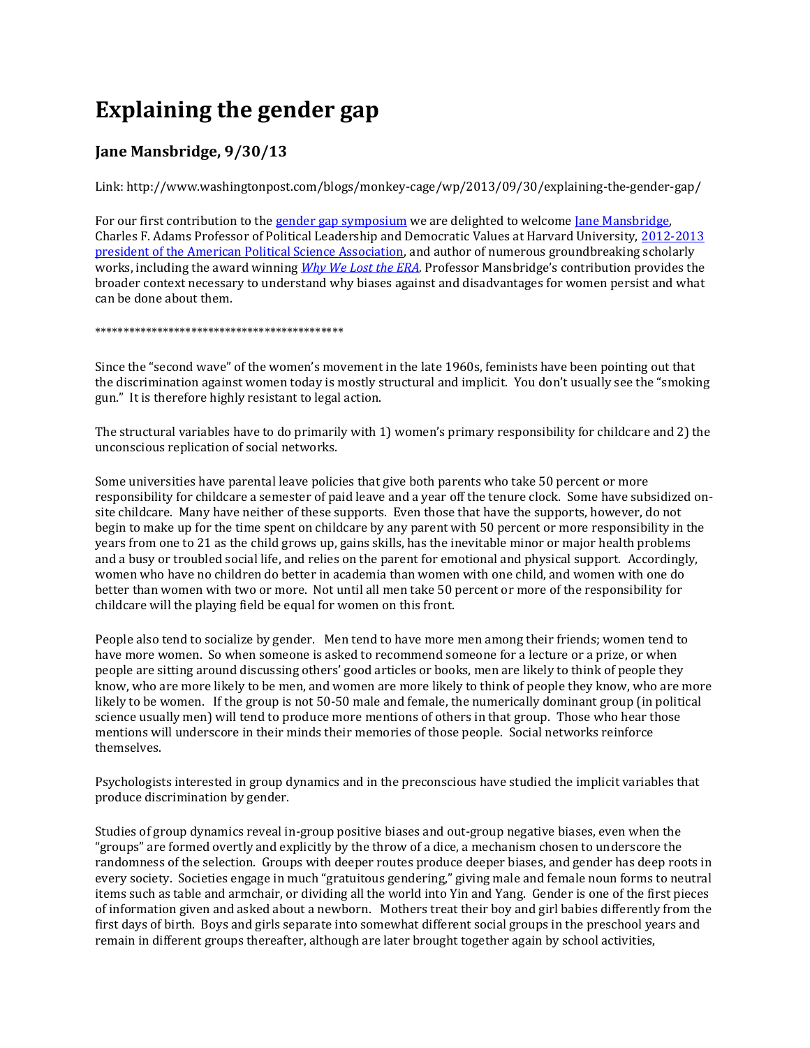# Explaining the gender gap

## Jane Mansbridge, 9/30/13

Link: http://www.washingtonpost.com/blogs/monkey-cage/wp/2013/09/30/explaining-the-gender-gap/

For our first contribution to the gender gap symposium we are delighted to welcome Jane Mansbridge, Charles F. Adams Professor of Political Leadership and Democratic Values at Harvard University, 2012-2013 president of the American Political Science Association, and author of numerous groundbreaking scholarly works, including the award winning *Why We Lost the ERA*. Professor Mansbridge's contribution provides the broader context necessary to understand why biases against and disadvantages for women persist and what can be done about them.

********************************************

Since the "second wave" of the women's movement in the late 1960s, feminists have been pointing out that the discrimination against women today is mostly structural and implicit. You don't usually see the "smoking gun." It is therefore highly resistant to legal action.

The structural variables have to do primarily with 1) women's primary responsibility for childcare and 2) the unconscious replication of social networks.

Some universities have parental leave policies that give both parents who take 50 percent or more responsibility for childcare a semester of paid leave and a year off the tenure clock. Some have subsidized on-site childcare. Many have neither of these supports. Even those that have the supports, however, do not begin to make up for the time spent on childcare by any parent with 50 percent or more responsibility in the years from one to 21 as the child grows up, gains skills, has the inevitable minor or major health problems and a busy or troubled social life, and relies on the parent for emotional and physical support. Accordingly, women who have no children do better in academia than women with one child, and women with one do better than women with two or more. Not until all men take 50 percent or more of the responsibility for childcare will the playing field be equal for women on this front.

People also tend to socialize by gender. Men tend to have more men among their friends; women tend to have more women. So when someone is asked to recommend someone for a lecture or a prize, or when people are sitting around discussing others' good articles or books, men are likely to think of people they know, who are more likely to be men, and women are more likely to think of people they know, who are more likely to be women. If the group is not 50-50 male and female, the numerically dominant group (in political science usually men) will tend to produce more mentions of others in that group. Those who hear those mentions will underscore in their minds their memories of those people. Social networks reinforce themselves.

Psychologists interested in group dynamics and in the preconscious have studied the implicit variables that produce discrimination by gender.

Studies of group dynamics reveal in-group positive biases and out-group negative biases, even when the "groups" are formed overtly and explicitly by the throw of a dice, a mechanism chosen to underscore the randomness of the selection. Groups with deeper routes produce deeper biases, and gender has deep roots in every society. Societies engage in much "gratuitous gendering," giving male and female noun forms to neutral items such as table and armchair, or dividing all the world into Yin and Yang. Gender is one of the first pieces of information given and asked about a newborn. Mothers treat their boy and girl babies differently from the first days of birth. Boys and girls separate into somewhat different social groups in the preschool years and remain in different groups thereafter, although are later brought together again by school activities,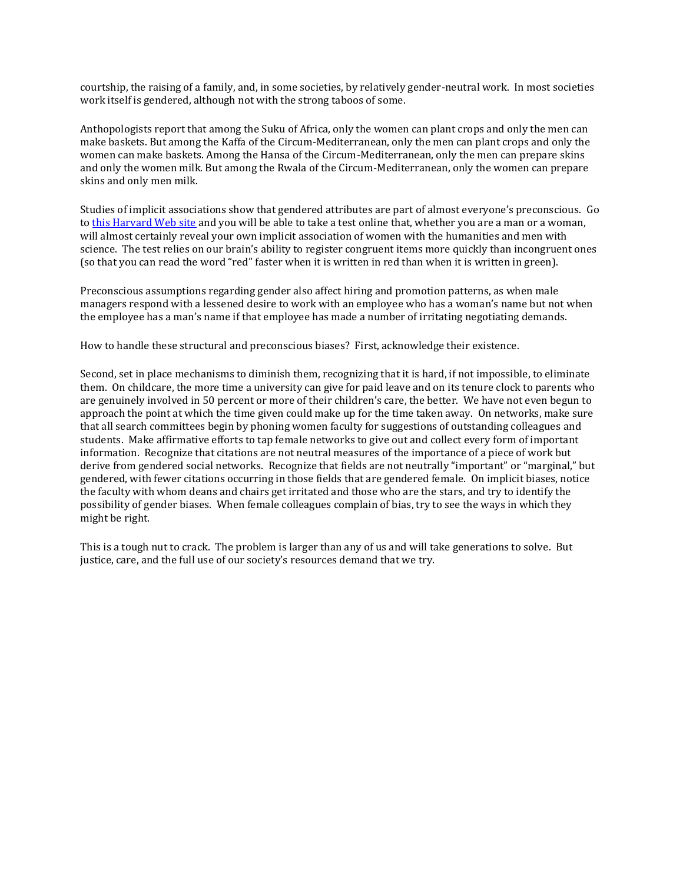courtship, the raising of a family, and, in some societies, by relatively gender-neutral work. In most societies work itself is gendered, although not with the strong taboos of some.

Anthopologists report that among the Suku of Africa, only the women can plant crops and only the men can make baskets. But among the Kaffa of the Circum-Mediterranean, only the men can plant crops and only the women can make baskets. Among the Hansa of the Circum-Mediterranean, only the men can prepare skins and only the women milk. But among the Rwala of the Circum-Mediterranean, only the women can prepare skins and only men milk.

Studies of implicit associations show that gendered attributes are part of almost everyone's preconscious. Go to [this Harvard Web site] and you will be able to take a test online that, whether you are a man or a woman, will almost certainly reveal your own implicit association of women with the humanities and men with science. The test relies on our brain's ability to register congruent items more quickly than incongruent ones (so that you can read the word "red" faster when it is written in red than when it is written in green).

Preconscious assumptions regarding gender also affect hiring and promotion patterns, as when male managers respond with a lessened desire to work with an employee who has a woman's name but not when the employee has a man's name if that employee has made a number of irritating negotiating demands.

How to handle these structural and preconscious biases? First, acknowledge their existence.

Second, set in place mechanisms to diminish them, recognizing that it is hard, if not impossible, to eliminate them. On childcare, the more time a university can give for paid leave and on its tenure clock to parents who are genuinely involved in 50 percent or more of their children's care, the better. We have not even begun to approach the point at which the time given could make up for the time taken away. On networks, make sure that all search committees begin by phoning women faculty for suggestions of outstanding colleagues and students. Make affirmative efforts to tap female networks to give out and collect every form of important information. Recognize that citations are not neutral measures of the importance of a piece of work but derive from gendered social networks. Recognize that fields are not neutrally "important" or "marginal," but gendered, with fewer citations occurring in those fields that are gendered female. On implicit biases, notice the faculty with whom deans and chairs get irritated and those who are the stars, and try to identify the possibility of gender biases. When female colleagues complain of bias, try to see the ways in which they might be right.

This is a tough nut to crack. The problem is larger than any of us and will take generations to solve. But justice, care, and the full use of our society's resources demand that we try.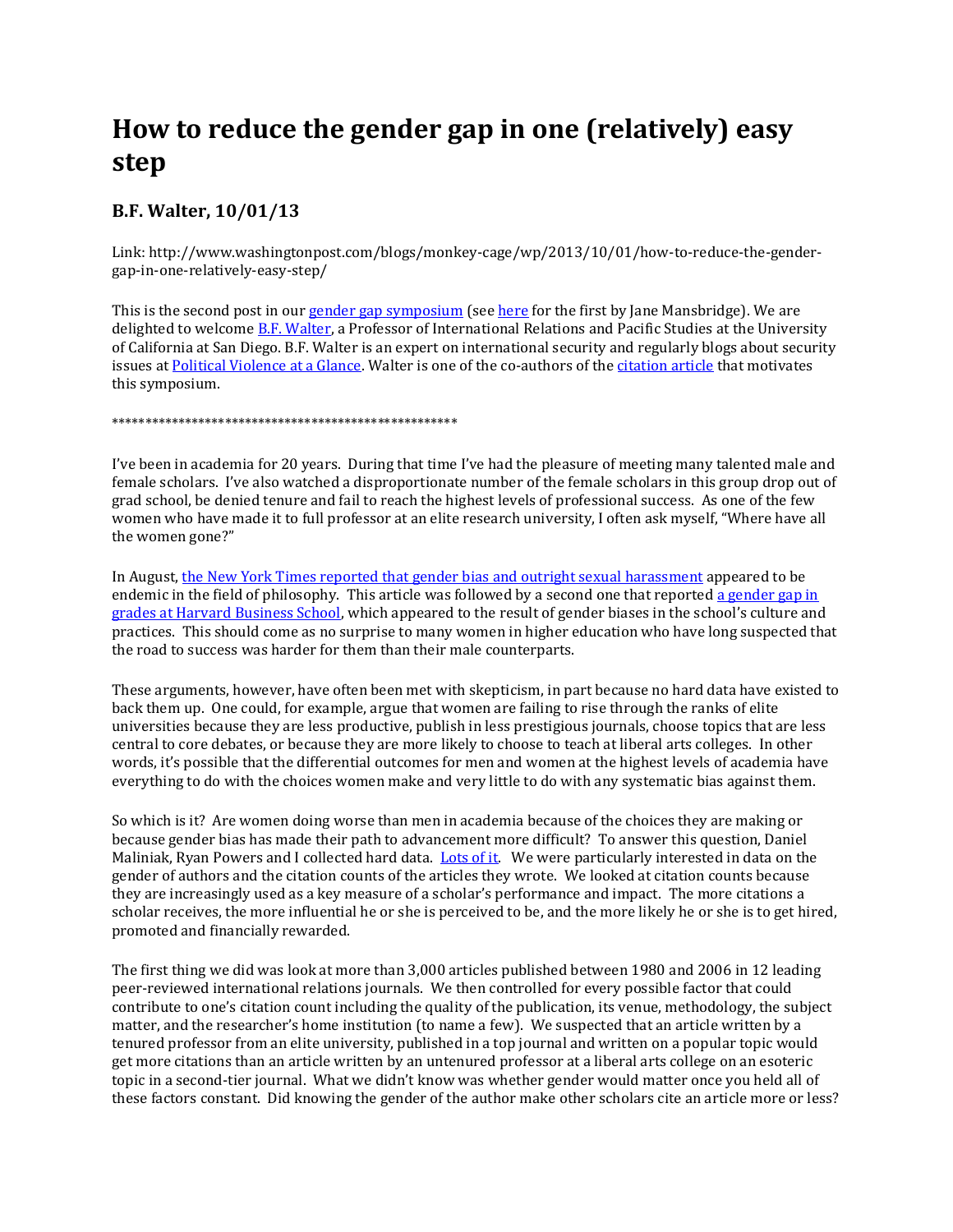# How to reduce the gender gap in one (relatively) easy step

## B.F. Walter, 10/01/13

Link: http://www.washingtonpost.com/blogs/monkey-cage/wp/2013/10/01/how-to-reduce-the-gender-gap-in-one-relatively-easy-step/

This is the second post in our gender gap symposium (see here for the first by Jane Mansbridge). We are delighted to welcome B.F. Walter, a Professor of International Relations and Pacific Studies at the University of California at San Diego. B.F. Walter is an expert on international security and regularly blogs about security issues at Political Violence at a Glance. Walter is one of the co-authors of the citation article that motivates this symposium.

*****************************************************

I've been in academia for 20 years. During that time I've had the pleasure of meeting many talented male and female scholars. I've also watched a disproportionate number of the female scholars in this group drop out of grad school, be denied tenure and fail to reach the highest levels of professional success. As one of the few women who have made it to full professor at an elite research university, I often ask myself, "Where have all the women gone?"

In August, the New York Times reported that gender bias and outright sexual harassment appeared to be endemic in the field of philosophy. This article was followed by a second one that reported a gender gap in grades at Harvard Business School, which appeared to the result of gender biases in the school's culture and practices. This should come as no surprise to many women in higher education who have long suspected that the road to success was harder for them than their male counterparts.

These arguments, however, have often been met with skepticism, in part because no hard data have existed to back them up. One could, for example, argue that women are failing to rise through the ranks of elite universities because they are less productive, publish in less prestigious journals, choose topics that are less central to core debates, or because they are more likely to choose to teach at liberal arts colleges. In other words, it's possible that the differential outcomes for men and women at the highest levels of academia have everything to do with the choices women make and very little to do with any systematic bias against them.

So which is it? Are women doing worse than men in academia because of the choices they are making or because gender bias has made their path to advancement more difficult? To answer this question, Daniel Maliniak, Ryan Powers and I collected hard data. Lots of it. We were particularly interested in data on the gender of authors and the citation counts of the articles they wrote. We looked at citation counts because they are increasingly used as a key measure of a scholar's performance and impact. The more citations a scholar receives, the more influential he or she is perceived to be, and the more likely he or she is to get hired, promoted and financially rewarded.

The first thing we did was look at more than 3,000 articles published between 1980 and 2006 in 12 leading peer-reviewed international relations journals. We then controlled for every possible factor that could contribute to one's citation count including the quality of the publication, its venue, methodology, the subject matter, and the researcher's home institution (to name a few). We suspected that an article written by a tenured professor from an elite university, published in a top journal and written on a popular topic would get more citations than an article written by an untenured professor at a liberal arts college on an esoteric topic in a second-tier journal. What we didn't know was whether gender would matter once you held all of these factors constant. Did knowing the gender of the author make other scholars cite an article more or less?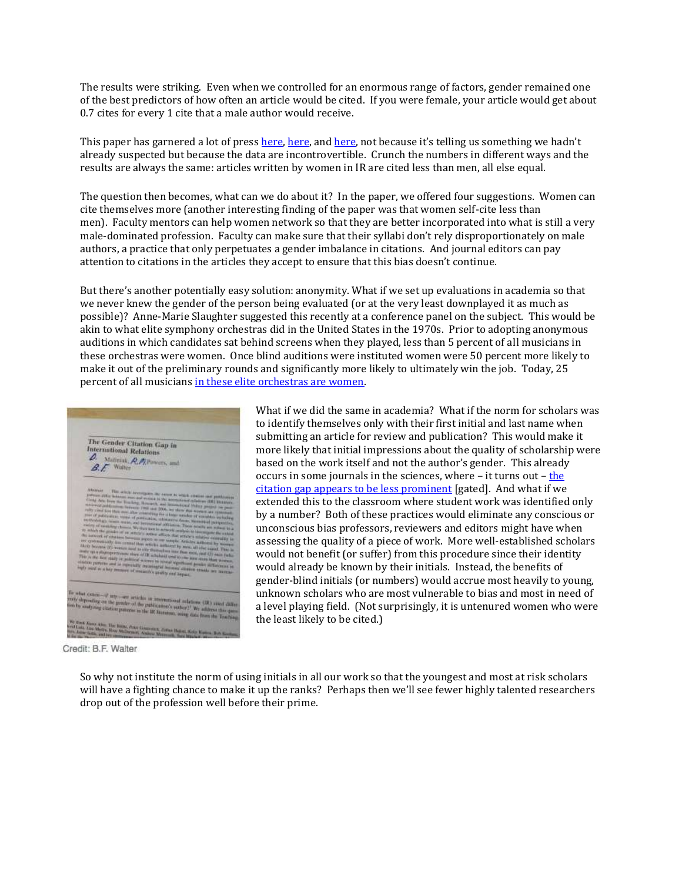The results were striking. Even when we controlled for an enormous range of factors, gender remained one of the best predictors of how often an article would be cited. If you were female, your article would get about 0.7 cites for every 1 cite that a male author would receive.

This paper has garnered a lot of press here, here, and here, not because it's telling us something we hadn't already suspected but because the data are incontrovertible. Crunch the numbers in different ways and the results are always the same: articles written by women in IR are cited less than men, all else equal.

The question then becomes, what can we do about it? In the paper, we offered four suggestions. Women can cite themselves more (another interesting finding of the paper was that women self-cite less than men). Faculty mentors can help women network so that they are better incorporated into what is still a very male-dominated profession. Faculty can make sure that their syllabi don't rely disproportionately on male authors, a practice that only perpetuates a gender imbalance in citations. And journal editors can pay attention to citations in the articles they accept to ensure that this bias doesn't continue.

But there's another potentially easy solution: anonymity. What if we set up evaluations in academia so that we never knew the gender of the person being evaluated (or at the very least downplayed it as much as possible)? Anne-Marie Slaughter suggested this recently at a conference panel on the subject. This would be akin to what elite symphony orchestras did in the United States in the 1970s. Prior to adopting anonymous auditions in which candidates sat behind screens when they played, less than 5 percent of all musicians in these orchestras were women. Once blind auditions were instituted women were 50 percent more likely to make it out of the preliminary rounds and significantly more likely to ultimately win the job. Today, 25 percent of all musicians in these elite orchestras are women.

Credit: B.F. Walter

What if we did the same in academia? What if the norm for scholars was to identify themselves only with their first initial and last name when submitting an article for review and publication? This would make it more likely that initial impressions about the quality of scholarship were based on the work itself and not the author's gender. This already occurs in some journals in the sciences, where – it turns out – the citation gap appears to be less prominent [gated]. And what if we extended this to the classroom where student work was identified only by a number? Both of these practices would eliminate any conscious or unconscious bias professors, reviewers and editors might have when assessing the quality of a piece of work. More well-established scholars would not benefit (or suffer) from this procedure since their identity would already be known by their initials. Instead, the benefits of gender-blind initials (or numbers) would accrue most heavily to young, unknown scholars who are most vulnerable to bias and most in need of a level playing field. (Not surprisingly, it is untenured women who were the least likely to be cited.)

So why not institute the norm of using initials in all our work so that the youngest and most at risk scholars will have a fighting chance to make it up the ranks? Perhaps then we'll see fewer highly talented researchers drop out of the profession well before their prime.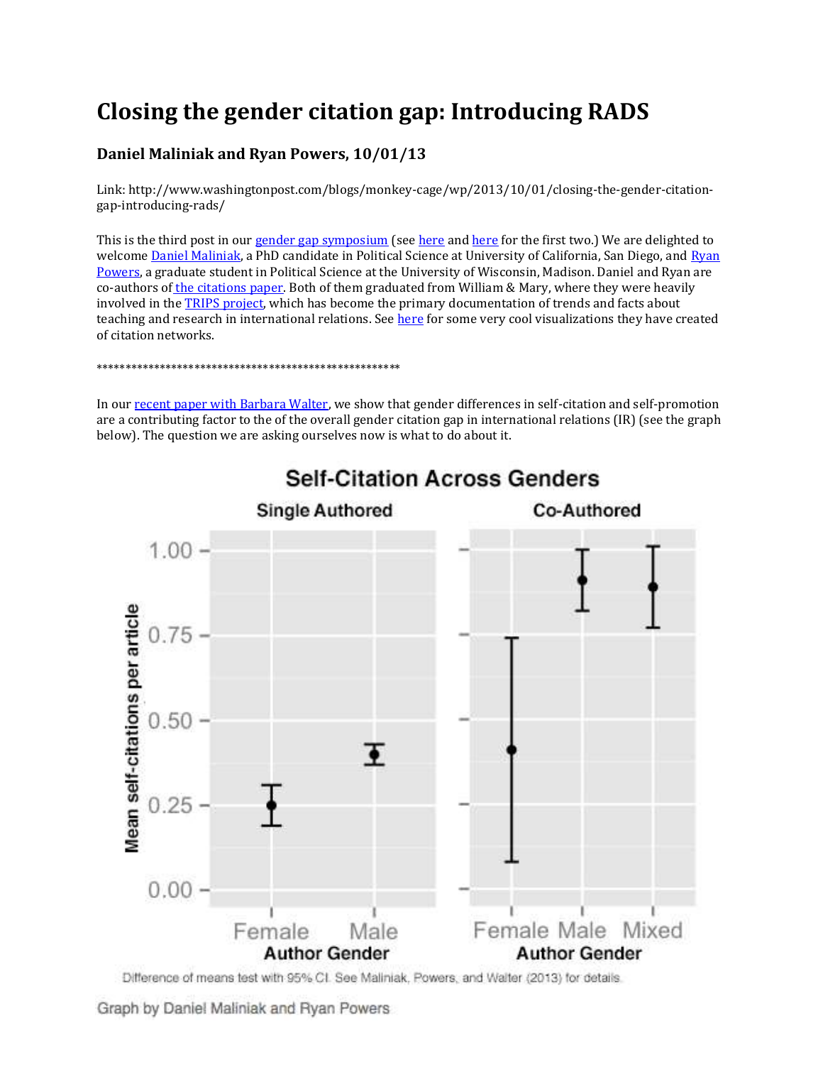# Closing the gender citation gap: Introducing RADS

### Daniel Maliniak and Ryan Powers, 10/01/13

Link: http://www.washingtonpost.com/blogs/monkey-cage/wp/2013/10/01/closing-the-gender-citation-gap-introducing-rads/

This is the third post in our gender gap symposium (see here and here for the first two.) We are delighted to welcome Daniel Maliniak, a PhD candidate in Political Science at University of California, San Diego, and Ryan Powers, a graduate student in Political Science at the University of Wisconsin, Madison. Daniel and Ryan are co-authors of the citations paper. Both of them graduated from William & Mary, where they were heavily involved in the TRIPS project, which has become the primary documentation of trends and facts about teaching and research in international relations. See here for some very cool visualizations they have created of citation networks.

*****************************************************

In our recent paper with Barbara Walter, we show that gender differences in self-citation and self-promotion are a contributing factor to the of the overall gender citation gap in international relations (IR) (see the graph below). The question we are asking ourselves now is what to do about it.

**Self-Citation Across Genders**

Single Authored | Co-Authored

Mean self-citations per article (0.00–1.00) by Author Gender: Female, Male (Single Authored); Female, Male, Mixed (Co-Authored)

Difference of means test with 95% CI. See Maliniak, Powers, and Walter (2013) for details.

Graph by Daniel Maliniak and Ryan Powers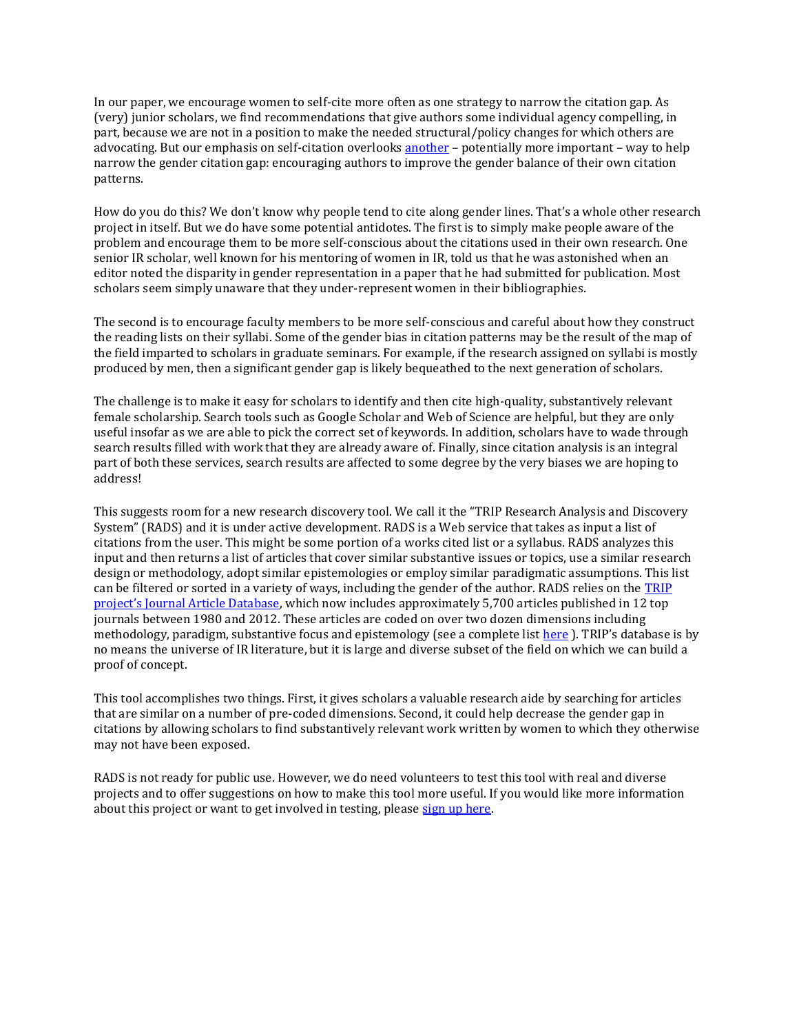In our paper, we encourage women to self-cite more often as one strategy to narrow the citation gap. As (very) junior scholars, we find recommendations that give authors some individual agency compelling, in part, because we are not in a position to make the needed structural/policy changes for which others are advocating. But our emphasis on self-citation overlooks another – potentially more important – way to help narrow the gender citation gap: encouraging authors to improve the gender balance of their own citation patterns.

How do you do this? We don't know why people tend to cite along gender lines. That's a whole other research project in itself. But we do have some potential antidotes. The first is to simply make people aware of the problem and encourage them to be more self-conscious about the citations used in their own research. One senior IR scholar, well known for his mentoring of women in IR, told us that he was astonished when an editor noted the disparity in gender representation in a paper that he had submitted for publication. Most scholars seem simply unaware that they under-represent women in their bibliographies.

The second is to encourage faculty members to be more self-conscious and careful about how they construct the reading lists on their syllabi. Some of the gender bias in citation patterns may be the result of the map of the field imparted to scholars in graduate seminars. For example, if the research assigned on syllabi is mostly produced by men, then a significant gender gap is likely bequeathed to the next generation of scholars.

The challenge is to make it easy for scholars to identify and then cite high-quality, substantively relevant female scholarship. Search tools such as Google Scholar and Web of Science are helpful, but they are only useful insofar as we are able to pick the correct set of keywords. In addition, scholars have to wade through search results filled with work that they are already aware of. Finally, since citation analysis is an integral part of both these services, search results are affected to some degree by the very biases we are hoping to address!

This suggests room for a new research discovery tool. We call it the "TRIP Research Analysis and Discovery System" (RADS) and it is under active development. RADS is a Web service that takes as input a list of citations from the user. This might be some portion of a works cited list or a syllabus. RADS analyzes this input and then returns a list of articles that cover similar substantive issues or topics, use a similar research design or methodology, adopt similar epistemologies or employ similar paradigmatic assumptions. This list can be filtered or sorted in a variety of ways, including the gender of the author. RADS relies on the TRIP project's Journal Article Database, which now includes approximately 5,700 articles published in 12 top journals between 1980 and 2012. These articles are coded on over two dozen dimensions including methodology, paradigm, substantive focus and epistemology (see a complete list here ). TRIP's database is by no means the universe of IR literature, but it is large and diverse subset of the field on which we can build a proof of concept.

This tool accomplishes two things. First, it gives scholars a valuable research aide by searching for articles that are similar on a number of pre-coded dimensions. Second, it could help decrease the gender gap in citations by allowing scholars to find substantively relevant work written by women to which they otherwise may not have been exposed.

RADS is not ready for public use. However, we do need volunteers to test this tool with real and diverse projects and to offer suggestions on how to make this tool more useful. If you would like more information about this project or want to get involved in testing, please sign up here.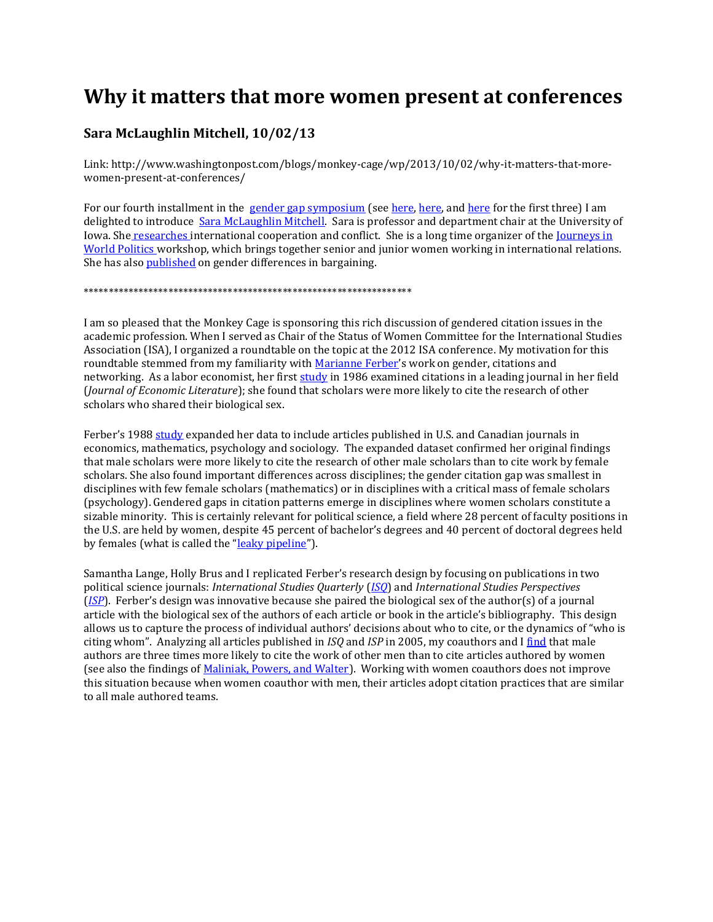# Why it matters that more women present at conferences

### Sara McLaughlin Mitchell, 10/02/13

Link: http://www.washingtonpost.com/blogs/monkey-cage/wp/2013/10/02/why-it-matters-that-more-women-present-at-conferences/

For our fourth installment in the gender gap symposium (see here, here, and here for the first three) I am delighted to introduce Sara McLaughlin Mitchell. Sara is professor and department chair at the University of Iowa. She researches international cooperation and conflict. She is a long time organizer of the Journeys in World Politics workshop, which brings together senior and junior women working in international relations. She has also published on gender differences in bargaining.

*******************************************************************

I am so pleased that the Monkey Cage is sponsoring this rich discussion of gendered citation issues in the academic profession. When I served as Chair of the Status of Women Committee for the International Studies Association (ISA), I organized a roundtable on the topic at the 2012 ISA conference. My motivation for this roundtable stemmed from my familiarity with Marianne Ferber's work on gender, citations and networking. As a labor economist, her first study in 1986 examined citations in a leading journal in her field (*Journal of Economic Literature*); she found that scholars were more likely to cite the research of other scholars who shared their biological sex.

Ferber's 1988 study expanded her data to include articles published in U.S. and Canadian journals in economics, mathematics, psychology and sociology. The expanded dataset confirmed her original findings that male scholars were more likely to cite the research of other male scholars than to cite work by female scholars. She also found important differences across disciplines; the gender citation gap was smallest in disciplines with few female scholars (mathematics) or in disciplines with a critical mass of female scholars (psychology). Gendered gaps in citation patterns emerge in disciplines where women scholars constitute a sizable minority. This is certainly relevant for political science, a field where 28 percent of faculty positions in the U.S. are held by women, despite 45 percent of bachelor's degrees and 40 percent of doctoral degrees held by females (what is called the "leaky pipeline").

Samantha Lange, Holly Brus and I replicated Ferber's research design by focusing on publications in two political science journals: *International Studies Quarterly* (*ISQ*) and *International Studies Perspectives* (*ISP*). Ferber's design was innovative because she paired the biological sex of the author(s) of a journal article with the biological sex of the authors of each article or book in the article's bibliography. This design allows us to capture the process of individual authors' decisions about who to cite, or the dynamics of "who is citing whom". Analyzing all articles published in *ISQ* and *ISP* in 2005, my coauthors and I find that male authors are three times more likely to cite the work of other men than to cite articles authored by women (see also the findings of Maliniak, Powers, and Walter). Working with women coauthors does not improve this situation because when women coauthor with men, their articles adopt citation practices that are similar to all male authored teams.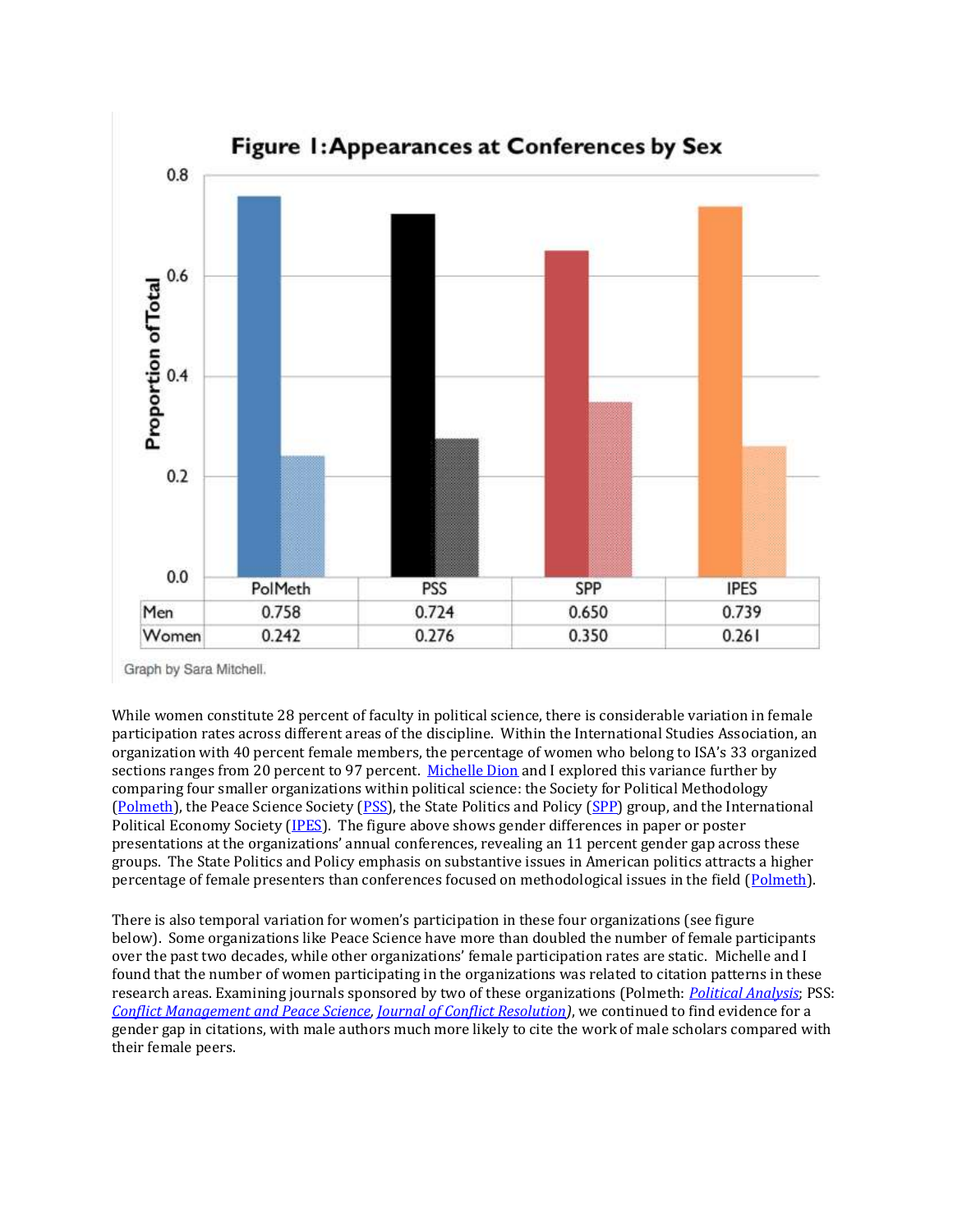**Figure 1: Appearances at Conferences by Sex**

| | PolMeth | PSS | SPP | IPES |
|---|---|---|---|---|
| Men | 0.758 | 0.724 | 0.650 | 0.739 |
| Women | 0.242 | 0.276 | 0.350 | 0.261 |

Graph by Sara Mitchell.

While women constitute 28 percent of faculty in political science, there is considerable variation in female participation rates across different areas of the discipline. Within the International Studies Association, an organization with 40 percent female members, the percentage of women who belong to ISA's 33 organized sections ranges from 20 percent to 97 percent. Michelle Dion and I explored this variance further by comparing four smaller organizations within political science: the Society for Political Methodology (Polmeth), the Peace Science Society (PSS), the State Politics and Policy (SPP) group, and the International Political Economy Society (IPES). The figure above shows gender differences in paper or poster presentations at the organizations' annual conferences, revealing an 11 percent gender gap across these groups. The State Politics and Policy emphasis on substantive issues in American politics attracts a higher percentage of female presenters than conferences focused on methodological issues in the field (Polmeth).

There is also temporal variation for women's participation in these four organizations (see figure below). Some organizations like Peace Science have more than doubled the number of female participants over the past two decades, while other organizations' female participation rates are static. Michelle and I found that the number of women participating in the organizations was related to citation patterns in these research areas. Examining journals sponsored by two of these organizations (Polmeth: *Political Analysis*; PSS: *Conflict Management and Peace Science*, *Journal of Conflict Resolution*), we continued to find evidence for a gender gap in citations, with male authors much more likely to cite the work of male scholars compared with their female peers.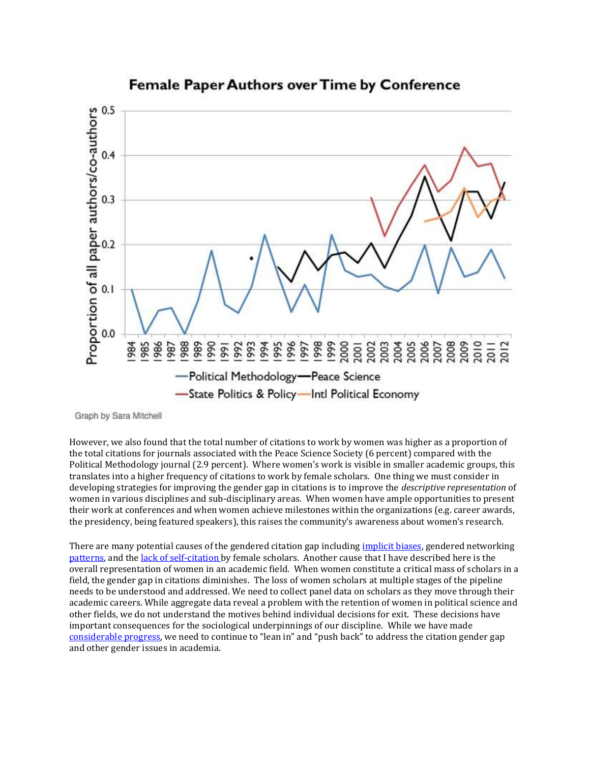Female Paper Authors over Time by Conference

Proportion of all paper authors/co-authors

0.5
0.4
0.3
0.2
0.1
0.0

1984 1985 1986 1987 1988 1989 1990 1991 1992 1993 1994 1995 1996 1997 1998 1999 2000 2001 2002 2003 2004 2005 2006 2007 2008 2009 2010 2011 2012

Political Methodology
Peace Science
State Politics & Policy
Intl Political Economy

Graph by Sara Mitchell

However, we also found that the total number of citations to work by women was higher as a proportion of the total citations for journals associated with the Peace Science Society (6 percent) compared with the Political Methodology journal (2.9 percent). Where women's work is visible in smaller academic groups, this translates into a higher frequency of citations to work by female scholars. One thing we must consider in developing strategies for improving the gender gap in citations is to improve the *descriptive representation* of women in various disciplines and sub-disciplinary areas. When women have ample opportunities to present their work at conferences and when women achieve milestones within the organizations (e.g. career awards, the presidency, being featured speakers), this raises the community's awareness about women's research.

There are many potential causes of the gendered citation gap including implicit biases, gendered networking patterns, and the lack of self-citation by female scholars. Another cause that I have described here is the overall representation of women in an academic field. When women constitute a critical mass of scholars in a field, the gender gap in citations diminishes. The loss of women scholars at multiple stages of the pipeline needs to be understood and addressed. We need to collect panel data on scholars as they move through their academic careers. While aggregate data reveal a problem with the retention of women in political science and other fields, we do not understand the motives behind individual decisions for exit. These decisions have important consequences for the sociological underpinnings of our discipline. While we have made considerable progress, we need to continue to "lean in" and "push back" to address the citation gender gap and other gender issues in academia.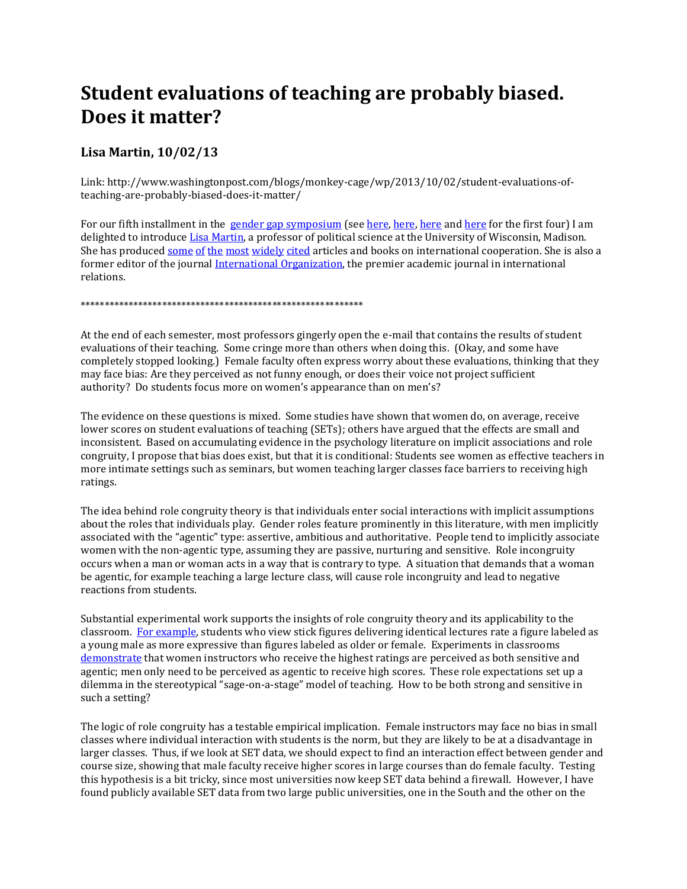# Student evaluations of teaching are probably biased. Does it matter?

## Lisa Martin, 10/02/13

Link: http://www.washingtonpost.com/blogs/monkey-cage/wp/2013/10/02/student-evaluations-of-teaching-are-probably-biased-does-it-matter/

For our fifth installment in the gender gap symposium (see here, here, here and here for the first four) I am delighted to introduce Lisa Martin, a professor of political science at the University of Wisconsin, Madison. She has produced some of the most widely cited articles and books on international cooperation. She is also a former editor of the journal International Organization, the premier academic journal in international relations.

************************************************************

At the end of each semester, most professors gingerly open the e-mail that contains the results of student evaluations of their teaching. Some cringe more than others when doing this. (Okay, and some have completely stopped looking.) Female faculty often express worry about these evaluations, thinking that they may face bias: Are they perceived as not funny enough, or does their voice not project sufficient authority? Do students focus more on women's appearance than on men's?

The evidence on these questions is mixed. Some studies have shown that women do, on average, receive lower scores on student evaluations of teaching (SETs); others have argued that the effects are small and inconsistent. Based on accumulating evidence in the psychology literature on implicit associations and role congruity, I propose that bias does exist, but that it is conditional: Students see women as effective teachers in more intimate settings such as seminars, but women teaching larger classes face barriers to receiving high ratings.

The idea behind role congruity theory is that individuals enter social interactions with implicit assumptions about the roles that individuals play. Gender roles feature prominently in this literature, with men implicitly associated with the "agentic" type: assertive, ambitious and authoritative. People tend to implicitly associate women with the non-agentic type, assuming they are passive, nurturing and sensitive. Role incongruity occurs when a man or woman acts in a way that is contrary to type. A situation that demands that a woman be agentic, for example teaching a large lecture class, will cause role incongruity and lead to negative reactions from students.

Substantial experimental work supports the insights of role congruity theory and its applicability to the classroom. For example, students who view stick figures delivering identical lectures rate a figure labeled as a young male as more expressive than figures labeled as older or female. Experiments in classrooms demonstrate that women instructors who receive the highest ratings are perceived as both sensitive and agentic; men only need to be perceived as agentic to receive high scores. These role expectations set up a dilemma in the stereotypical "sage-on-a-stage" model of teaching. How to be both strong and sensitive in such a setting?

The logic of role congruity has a testable empirical implication. Female instructors may face no bias in small classes where individual interaction with students is the norm, but they are likely to be at a disadvantage in larger classes. Thus, if we look at SET data, we should expect to find an interaction effect between gender and course size, showing that male faculty receive higher scores in large courses than do female faculty. Testing this hypothesis is a bit tricky, since most universities now keep SET data behind a firewall. However, I have found publicly available SET data from two large public universities, one in the South and the other on the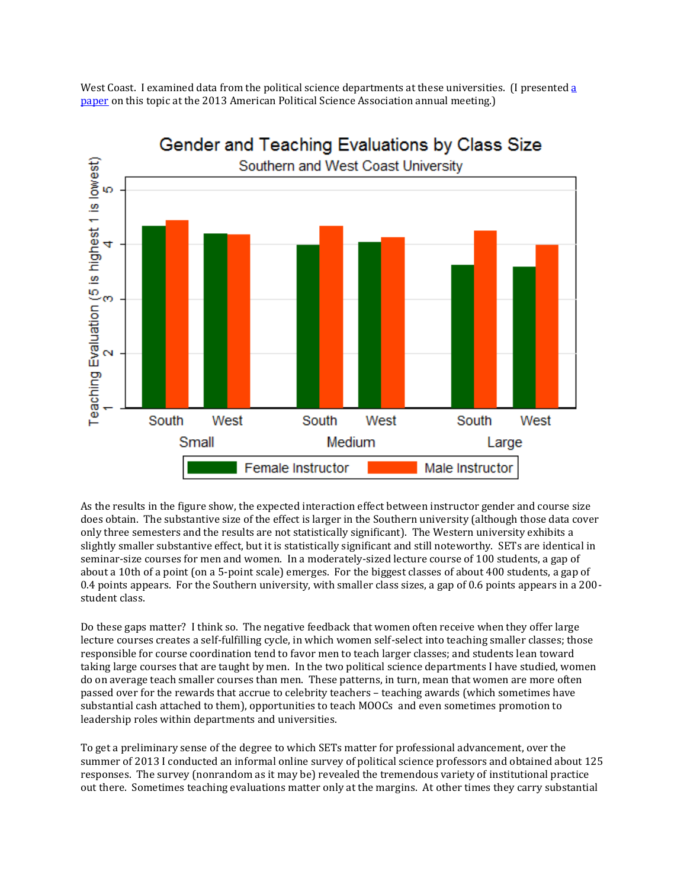West Coast. I examined data from the political science departments at these universities. (I presented a paper on this topic at the 2013 American Political Science Association annual meeting.)

As the results in the figure show, the expected interaction effect between instructor gender and course size does obtain. The substantive size of the effect is larger in the Southern university (although those data cover only three semesters and the results are not statistically significant). The Western university exhibits a slightly smaller substantive effect, but it is statistically significant and still noteworthy. SETs are identical in seminar-size courses for men and women. In a moderately-sized lecture course of 100 students, a gap of about a 10th of a point (on a 5-point scale) emerges. For the biggest classes of about 400 students, a gap of 0.4 points appears. For the Southern university, with smaller class sizes, a gap of 0.6 points appears in a 200-student class.

Do these gaps matter? I think so. The negative feedback that women often receive when they offer large lecture courses creates a self-fulfilling cycle, in which women self-select into teaching smaller classes; those responsible for course coordination tend to favor men to teach larger classes; and students lean toward taking large courses that are taught by men. In the two political science departments I have studied, women do on average teach smaller courses than men. These patterns, in turn, mean that women are more often passed over for the rewards that accrue to celebrity teachers – teaching awards (which sometimes have substantial cash attached to them), opportunities to teach MOOCs and even sometimes promotion to leadership roles within departments and universities.

To get a preliminary sense of the degree to which SETs matter for professional advancement, over the summer of 2013 I conducted an informal online survey of political science professors and obtained about 125 responses. The survey (nonrandom as it may be) revealed the tremendous variety of institutional practice out there. Sometimes teaching evaluations matter only at the margins. At other times they carry substantial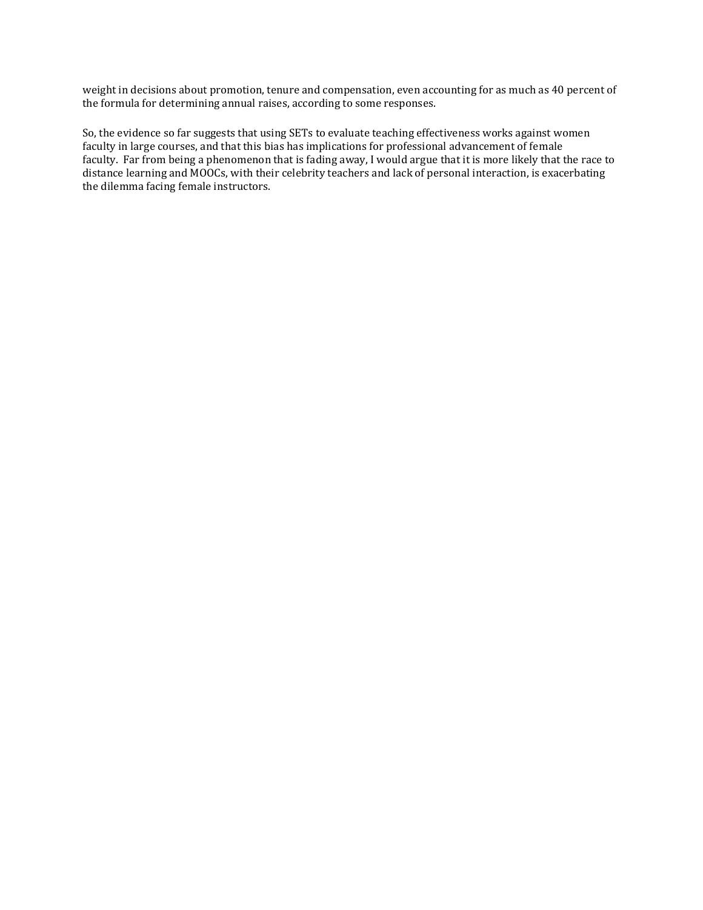weight in decisions about promotion, tenure and compensation, even accounting for as much as 40 percent of the formula for determining annual raises, according to some responses.

So, the evidence so far suggests that using SETs to evaluate teaching effectiveness works against women faculty in large courses, and that this bias has implications for professional advancement of female faculty. Far from being a phenomenon that is fading away, I would argue that it is more likely that the race to distance learning and MOOCs, with their celebrity teachers and lack of personal interaction, is exacerbating the dilemma facing female instructors.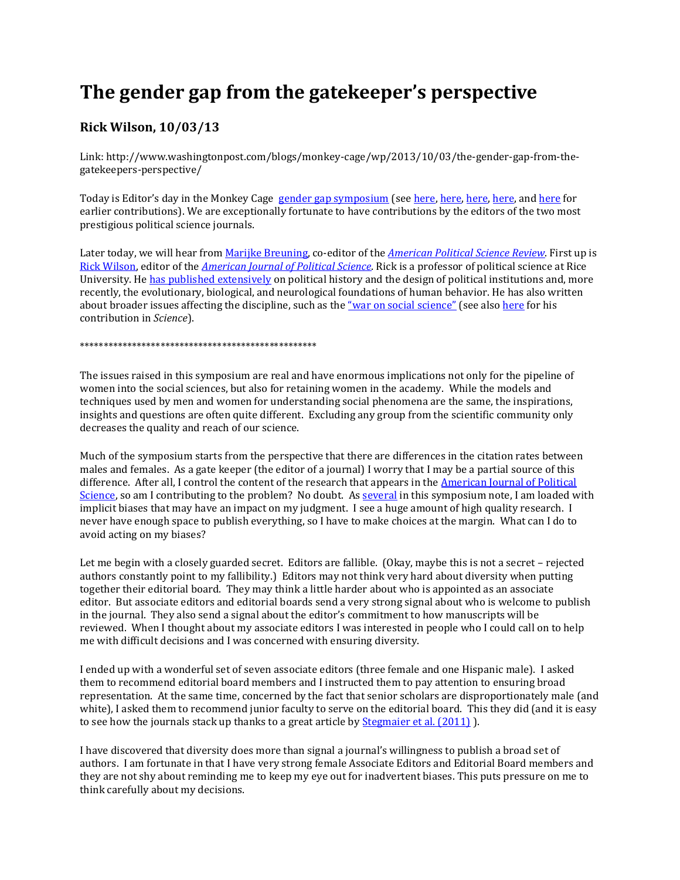# The gender gap from the gatekeeper's perspective

## Rick Wilson, 10/03/13

Link: http://www.washingtonpost.com/blogs/monkey-cage/wp/2013/10/03/the-gender-gap-from-the-gatekeepers-perspective/

Today is Editor's day in the Monkey Cage gender gap symposium (see here, here, here, here, and here for earlier contributions). We are exceptionally fortunate to have contributions by the editors of the two most prestigious political science journals.

Later today, we will hear from Marijke Breuning, co-editor of the *American Political Science Review*. First up is Rick Wilson, editor of the *American Journal of Political Science*. Rick is a professor of political science at Rice University. He has published extensively on political history and the design of political institutions and, more recently, the evolutionary, biological, and neurological foundations of human behavior. He has also written about broader issues affecting the discipline, such as the "war on social science" (see also here for his contribution in *Science*).

***************************************************

The issues raised in this symposium are real and have enormous implications not only for the pipeline of women into the social sciences, but also for retaining women in the academy. While the models and techniques used by men and women for understanding social phenomena are the same, the inspirations, insights and questions are often quite different. Excluding any group from the scientific community only decreases the quality and reach of our science.

Much of the symposium starts from the perspective that there are differences in the citation rates between males and females. As a gate keeper (the editor of a journal) I worry that I may be a partial source of this difference. After all, I control the content of the research that appears in the American Journal of Political Science, so am I contributing to the problem? No doubt. As several in this symposium note, I am loaded with implicit biases that may have an impact on my judgment. I see a huge amount of high quality research. I never have enough space to publish everything, so I have to make choices at the margin. What can I do to avoid acting on my biases?

Let me begin with a closely guarded secret. Editors are fallible. (Okay, maybe this is not a secret – rejected authors constantly point to my fallibility.) Editors may not think very hard about diversity when putting together their editorial board. They may think a little harder about who is appointed as an associate editor. But associate editors and editorial boards send a very strong signal about who is welcome to publish in the journal. They also send a signal about the editor's commitment to how manuscripts will be reviewed. When I thought about my associate editors I was interested in people who I could call on to help me with difficult decisions and I was concerned with ensuring diversity.

I ended up with a wonderful set of seven associate editors (three female and one Hispanic male). I asked them to recommend editorial board members and I instructed them to pay attention to ensuring broad representation. At the same time, concerned by the fact that senior scholars are disproportionately male (and white), I asked them to recommend junior faculty to serve on the editorial board. This they did (and it is easy to see how the journals stack up thanks to a great article by Stegmaier et al. (2011) ).

I have discovered that diversity does more than signal a journal's willingness to publish a broad set of authors. I am fortunate in that I have very strong female Associate Editors and Editorial Board members and they are not shy about reminding me to keep my eye out for inadvertent biases. This puts pressure on me to think carefully about my decisions.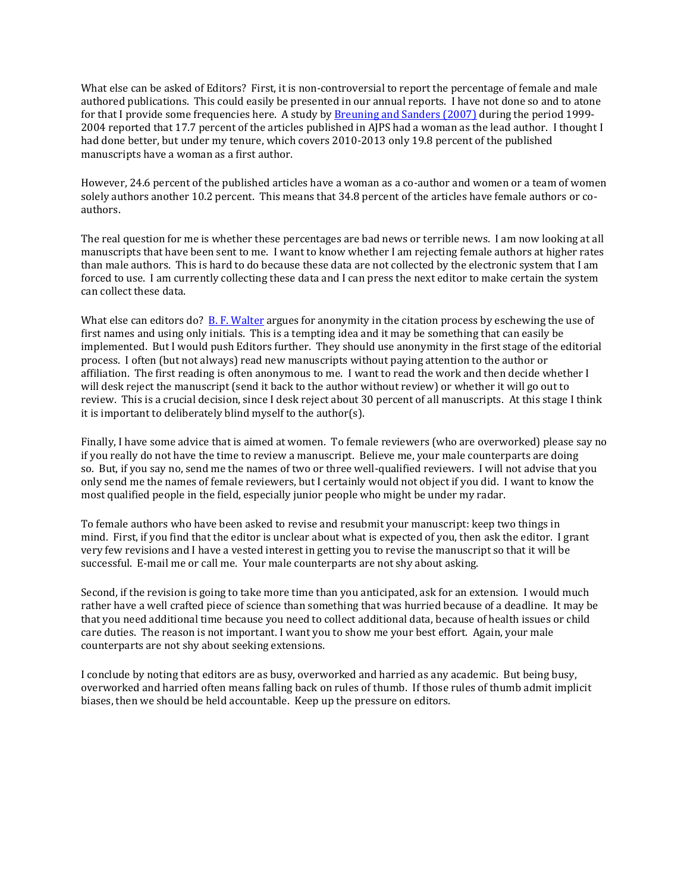What else can be asked of Editors? First, it is non-controversial to report the percentage of female and male authored publications. This could easily be presented in our annual reports. I have not done so and to atone for that I provide some frequencies here. A study by Breuning and Sanders (2007) during the period 1999-2004 reported that 17.7 percent of the articles published in AJPS had a woman as the lead author. I thought I had done better, but under my tenure, which covers 2010-2013 only 19.8 percent of the published manuscripts have a woman as a first author.

However, 24.6 percent of the published articles have a woman as a co-author and women or a team of women solely authors another 10.2 percent. This means that 34.8 percent of the articles have female authors or co-authors.

The real question for me is whether these percentages are bad news or terrible news. I am now looking at all manuscripts that have been sent to me. I want to know whether I am rejecting female authors at higher rates than male authors. This is hard to do because these data are not collected by the electronic system that I am forced to use. I am currently collecting these data and I can press the next editor to make certain the system can collect these data.

What else can editors do? B. F. Walter argues for anonymity in the citation process by eschewing the use of first names and using only initials. This is a tempting idea and it may be something that can easily be implemented. But I would push Editors further. They should use anonymity in the first stage of the editorial process. I often (but not always) read new manuscripts without paying attention to the author or affiliation. The first reading is often anonymous to me. I want to read the work and then decide whether I will desk reject the manuscript (send it back to the author without review) or whether it will go out to review. This is a crucial decision, since I desk reject about 30 percent of all manuscripts. At this stage I think it is important to deliberately blind myself to the author(s).

Finally, I have some advice that is aimed at women. To female reviewers (who are overworked) please say no if you really do not have the time to review a manuscript. Believe me, your male counterparts are doing so. But, if you say no, send me the names of two or three well-qualified reviewers. I will not advise that you only send me the names of female reviewers, but I certainly would not object if you did. I want to know the most qualified people in the field, especially junior people who might be under my radar.

To female authors who have been asked to revise and resubmit your manuscript: keep two things in mind. First, if you find that the editor is unclear about what is expected of you, then ask the editor. I grant very few revisions and I have a vested interest in getting you to revise the manuscript so that it will be successful. E-mail me or call me. Your male counterparts are not shy about asking.

Second, if the revision is going to take more time than you anticipated, ask for an extension. I would much rather have a well crafted piece of science than something that was hurried because of a deadline. It may be that you need additional time because you need to collect additional data, because of health issues or child care duties. The reason is not important. I want you to show me your best effort. Again, your male counterparts are not shy about seeking extensions.

I conclude by noting that editors are as busy, overworked and harried as any academic. But being busy, overworked and harried often means falling back on rules of thumb. If those rules of thumb admit implicit biases, then we should be held accountable. Keep up the pressure on editors.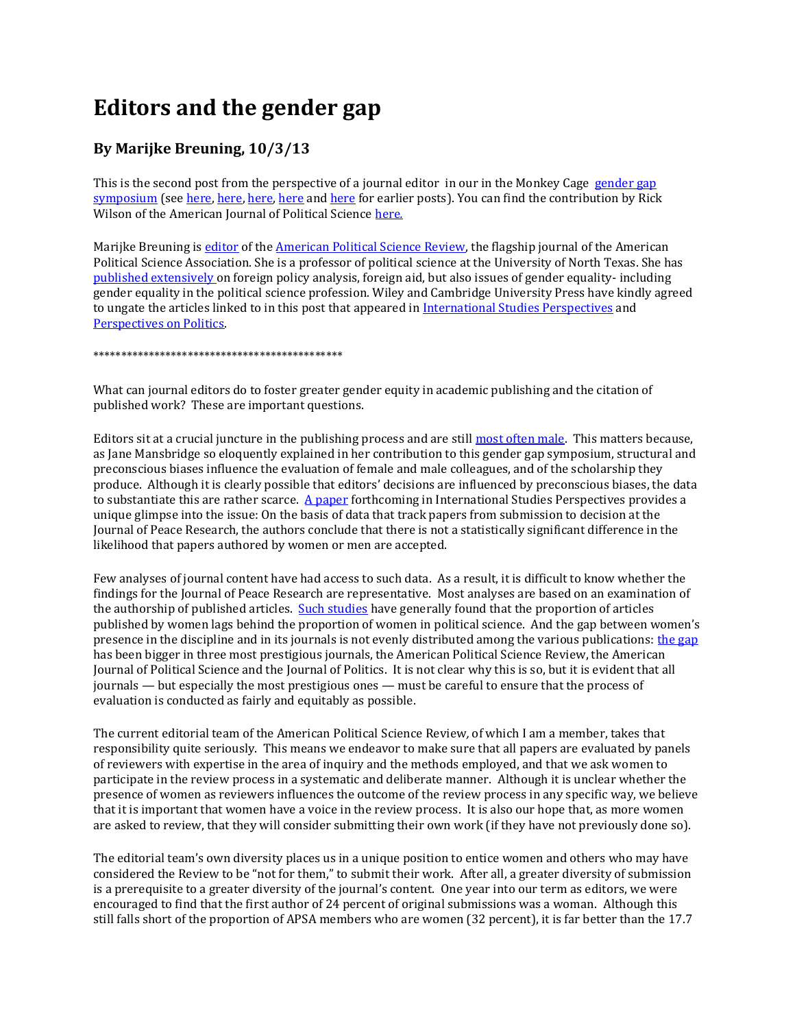# Editors and the gender gap

### By Marijke Breuning, 10/3/13

This is the second post from the perspective of a journal editor in our in the Monkey Cage gender gap symposium (see here, here, here, here and here for earlier posts). You can find the contribution by Rick Wilson of the American Journal of Political Science here.

Marijke Breuning is editor of the American Political Science Review, the flagship journal of the American Political Science Association. She is a professor of political science at the University of North Texas. She has published extensively on foreign policy analysis, foreign aid, but also issues of gender equality- including gender equality in the political science profession. Wiley and Cambridge University Press have kindly agreed to ungate the articles linked to in this post that appeared in International Studies Perspectives and Perspectives on Politics.

*********************************************

What can journal editors do to foster greater gender equity in academic publishing and the citation of published work? These are important questions.

Editors sit at a crucial juncture in the publishing process and are still most often male. This matters because, as Jane Mansbridge so eloquently explained in her contribution to this gender gap symposium, structural and preconscious biases influence the evaluation of female and male colleagues, and of the scholarship they produce. Although it is clearly possible that editors' decisions are influenced by preconscious biases, the data to substantiate this are rather scarce. A paper forthcoming in International Studies Perspectives provides a unique glimpse into the issue: On the basis of data that track papers from submission to decision at the Journal of Peace Research, the authors conclude that there is not a statistically significant difference in the likelihood that papers authored by women or men are accepted.

Few analyses of journal content have had access to such data. As a result, it is difficult to know whether the findings for the Journal of Peace Research are representative. Most analyses are based on an examination of the authorship of published articles. Such studies have generally found that the proportion of articles published by women lags behind the proportion of women in political science. And the gap between women's presence in the discipline and in its journals is not evenly distributed among the various publications: the gap has been bigger in three most prestigious journals, the American Political Science Review, the American Journal of Political Science and the Journal of Politics. It is not clear why this is so, but it is evident that all journals — but especially the most prestigious ones — must be careful to ensure that the process of evaluation is conducted as fairly and equitably as possible.

The current editorial team of the American Political Science Review, of which I am a member, takes that responsibility quite seriously. This means we endeavor to make sure that all papers are evaluated by panels of reviewers with expertise in the area of inquiry and the methods employed, and that we ask women to participate in the review process in a systematic and deliberate manner. Although it is unclear whether the presence of women as reviewers influences the outcome of the review process in any specific way, we believe that it is important that women have a voice in the review process. It is also our hope that, as more women are asked to review, that they will consider submitting their own work (if they have not previously done so).

The editorial team's own diversity places us in a unique position to entice women and others who may have considered the Review to be "not for them," to submit their work. After all, a greater diversity of submission is a prerequisite to a greater diversity of the journal's content. One year into our term as editors, we were encouraged to find that the first author of 24 percent of original submissions was a woman. Although this still falls short of the proportion of APSA members who are women (32 percent), it is far better than the 17.7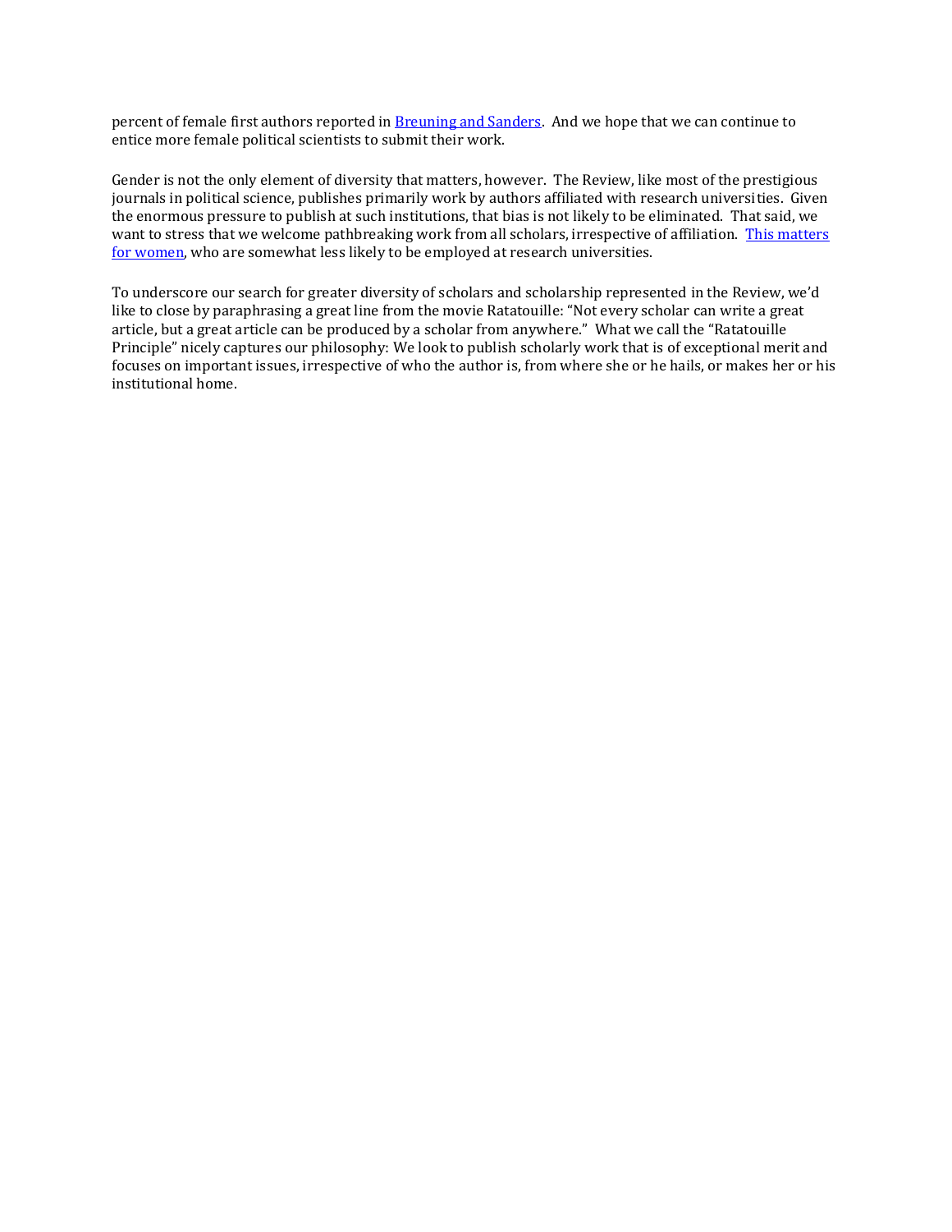percent of female first authors reported in Breuning and Sanders. And we hope that we can continue to entice more female political scientists to submit their work.

Gender is not the only element of diversity that matters, however. The Review, like most of the prestigious journals in political science, publishes primarily work by authors affiliated with research universities. Given the enormous pressure to publish at such institutions, that bias is not likely to be eliminated. That said, we want to stress that we welcome pathbreaking work from all scholars, irrespective of affiliation. This matters for women, who are somewhat less likely to be employed at research universities.

To underscore our search for greater diversity of scholars and scholarship represented in the Review, we'd like to close by paraphrasing a great line from the movie Ratatouille: "Not every scholar can write a great article, but a great article can be produced by a scholar from anywhere." What we call the "Ratatouille Principle" nicely captures our philosophy: We look to publish scholarly work that is of exceptional merit and focuses on important issues, irrespective of who the author is, from where she or he hails, or makes her or his institutional home.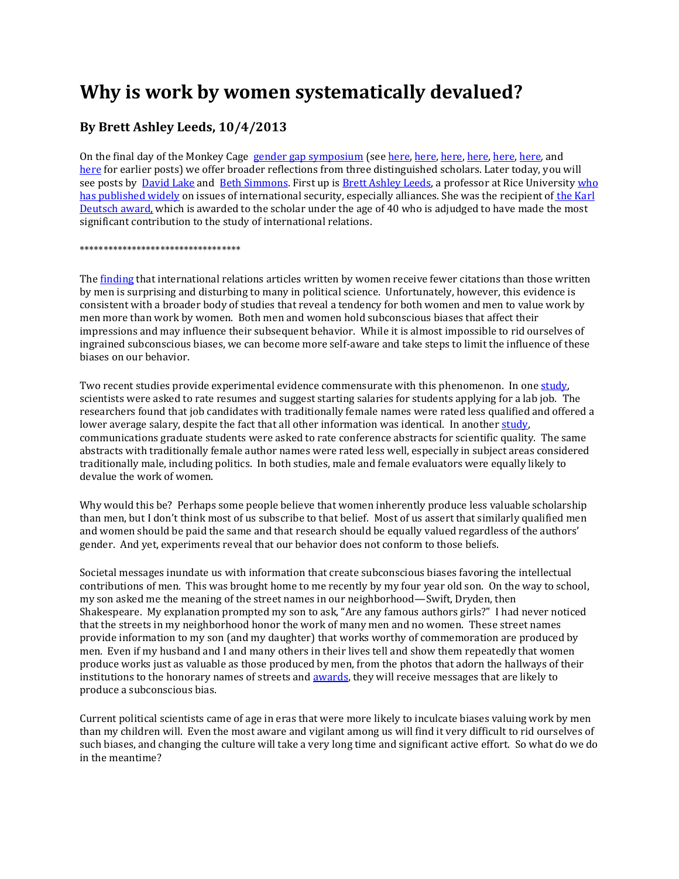# Why is work by women systematically devalued?

## By Brett Ashley Leeds, 10/4/2013

On the final day of the Monkey Cage gender gap symposium (see here, here, here, here, here, here, and here for earlier posts) we offer broader reflections from three distinguished scholars. Later today, you will see posts by David Lake and Beth Simmons. First up is Brett Ashley Leeds, a professor at Rice University who has published widely on issues of international security, especially alliances. She was the recipient of the Karl Deutsch award, which is awarded to the scholar under the age of 40 who is adjudged to have made the most significant contribution to the study of international relations.

**********************************

The finding that international relations articles written by women receive fewer citations than those written by men is surprising and disturbing to many in political science. Unfortunately, however, this evidence is consistent with a broader body of studies that reveal a tendency for both women and men to value work by men more than work by women. Both men and women hold subconscious biases that affect their impressions and may influence their subsequent behavior. While it is almost impossible to rid ourselves of ingrained subconscious biases, we can become more self-aware and take steps to limit the influence of these biases on our behavior.

Two recent studies provide experimental evidence commensurate with this phenomenon. In one study, scientists were asked to rate resumes and suggest starting salaries for students applying for a lab job. The researchers found that job candidates with traditionally female names were rated less qualified and offered a lower average salary, despite the fact that all other information was identical. In another study, communications graduate students were asked to rate conference abstracts for scientific quality. The same abstracts with traditionally female author names were rated less well, especially in subject areas considered traditionally male, including politics. In both studies, male and female evaluators were equally likely to devalue the work of women.

Why would this be? Perhaps some people believe that women inherently produce less valuable scholarship than men, but I don't think most of us subscribe to that belief. Most of us assert that similarly qualified men and women should be paid the same and that research should be equally valued regardless of the authors' gender. And yet, experiments reveal that our behavior does not conform to those beliefs.

Societal messages inundate us with information that create subconscious biases favoring the intellectual contributions of men. This was brought home to me recently by my four year old son. On the way to school, my son asked me the meaning of the street names in our neighborhood—Swift, Dryden, then Shakespeare. My explanation prompted my son to ask, "Are any famous authors girls?" I had never noticed that the streets in my neighborhood honor the work of many men and no women. These street names provide information to my son (and my daughter) that works worthy of commemoration are produced by men. Even if my husband and I and many others in their lives tell and show them repeatedly that women produce works just as valuable as those produced by men, from the photos that adorn the hallways of their institutions to the honorary names of streets and awards, they will receive messages that are likely to produce a subconscious bias.

Current political scientists came of age in eras that were more likely to inculcate biases valuing work by men than my children will. Even the most aware and vigilant among us will find it very difficult to rid ourselves of such biases, and changing the culture will take a very long time and significant active effort. So what do we do in the meantime?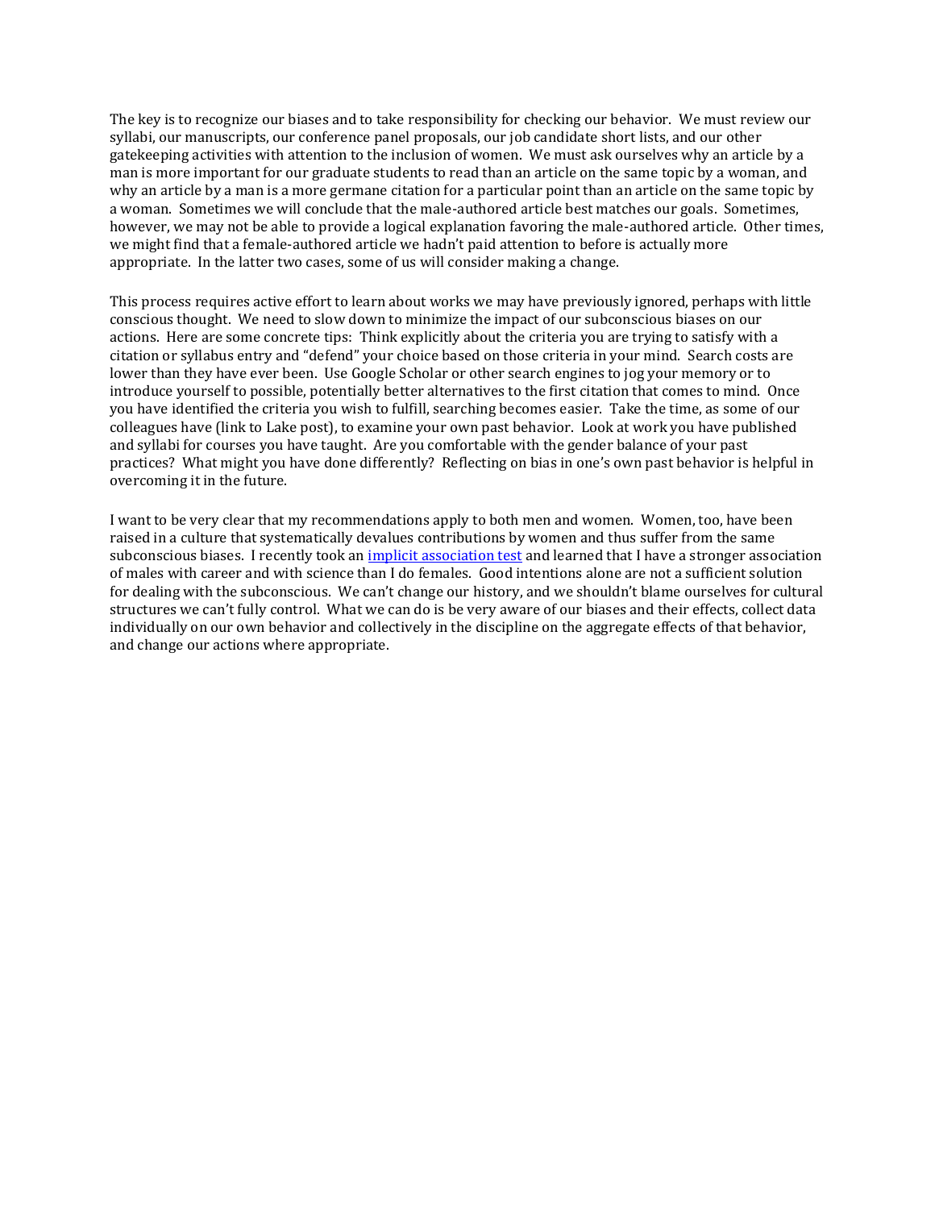The key is to recognize our biases and to take responsibility for checking our behavior. We must review our syllabi, our manuscripts, our conference panel proposals, our job candidate short lists, and our other gatekeeping activities with attention to the inclusion of women. We must ask ourselves why an article by a man is more important for our graduate students to read than an article on the same topic by a woman, and why an article by a man is a more germane citation for a particular point than an article on the same topic by a woman. Sometimes we will conclude that the male-authored article best matches our goals. Sometimes, however, we may not be able to provide a logical explanation favoring the male-authored article. Other times, we might find that a female-authored article we hadn't paid attention to before is actually more appropriate. In the latter two cases, some of us will consider making a change.

This process requires active effort to learn about works we may have previously ignored, perhaps with little conscious thought. We need to slow down to minimize the impact of our subconscious biases on our actions. Here are some concrete tips: Think explicitly about the criteria you are trying to satisfy with a citation or syllabus entry and "defend" your choice based on those criteria in your mind. Search costs are lower than they have ever been. Use Google Scholar or other search engines to jog your memory or to introduce yourself to possible, potentially better alternatives to the first citation that comes to mind. Once you have identified the criteria you wish to fulfill, searching becomes easier. Take the time, as some of our colleagues have (link to Lake post), to examine your own past behavior. Look at work you have published and syllabi for courses you have taught. Are you comfortable with the gender balance of your past practices? What might you have done differently? Reflecting on bias in one's own past behavior is helpful in overcoming it in the future.

I want to be very clear that my recommendations apply to both men and women. Women, too, have been raised in a culture that systematically devalues contributions by women and thus suffer from the same subconscious biases. I recently took an implicit association test and learned that I have a stronger association of males with career and with science than I do females. Good intentions alone are not a sufficient solution for dealing with the subconscious. We can't change our history, and we shouldn't blame ourselves for cultural structures we can't fully control. What we can do is be very aware of our biases and their effects, collect data individually on our own behavior and collectively in the discipline on the aggregate effects of that behavior, and change our actions where appropriate.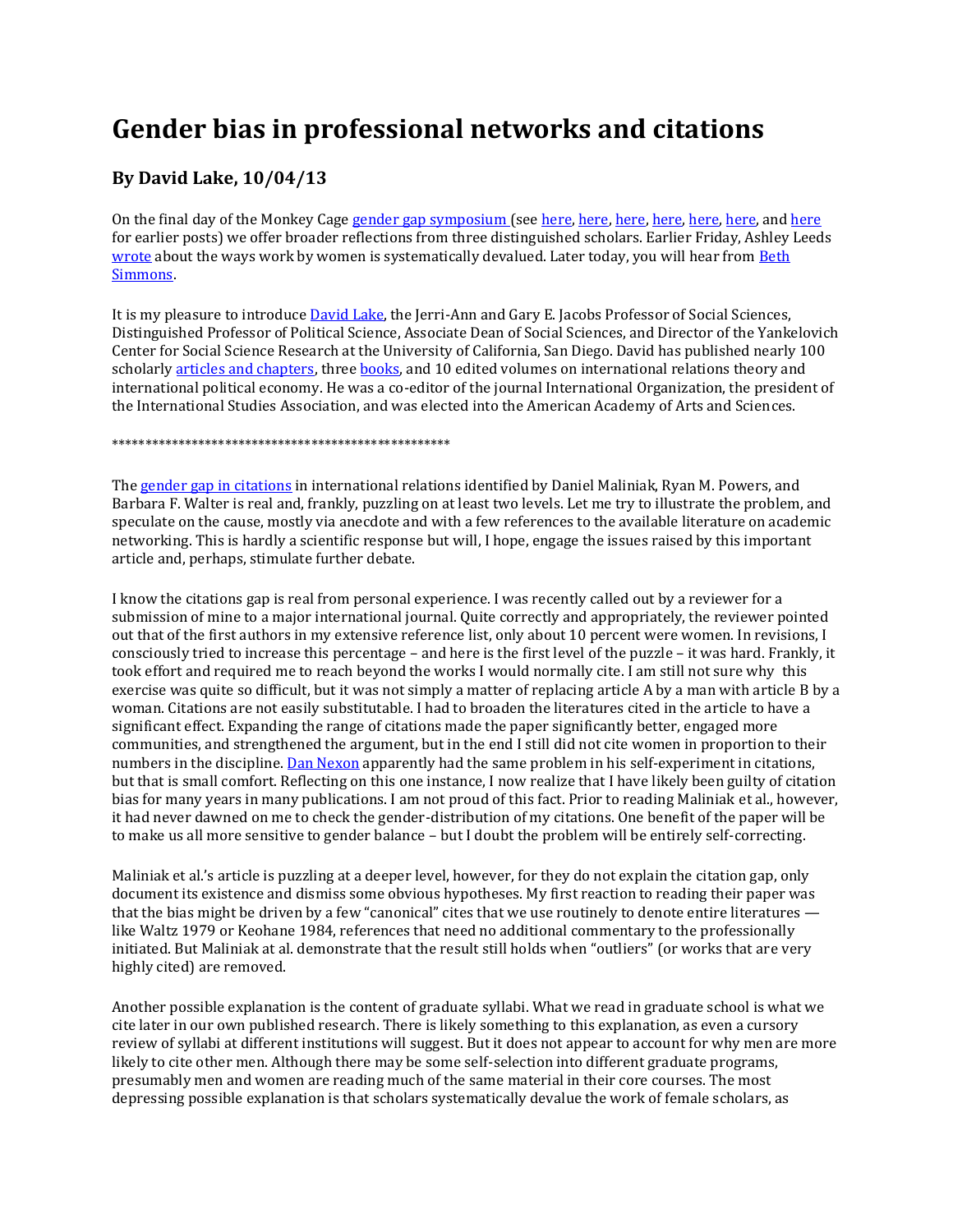# Gender bias in professional networks and citations

## By David Lake, 10/04/13

On the final day of the Monkey Cage gender gap symposium (see here, here, here, here, here, here, and here for earlier posts) we offer broader reflections from three distinguished scholars. Earlier Friday, Ashley Leeds wrote about the ways work by women is systematically devalued. Later today, you will hear from Beth Simmons.

It is my pleasure to introduce David Lake, the Jerri-Ann and Gary E. Jacobs Professor of Social Sciences, Distinguished Professor of Political Science, Associate Dean of Social Sciences, and Director of the Yankelovich Center for Social Science Research at the University of California, San Diego. David has published nearly 100 scholarly articles and chapters, three books, and 10 edited volumes on international relations theory and international political economy. He was a co-editor of the journal International Organization, the president of the International Studies Association, and was elected into the American Academy of Arts and Sciences.

****************************************************

The gender gap in citations in international relations identified by Daniel Maliniak, Ryan M. Powers, and Barbara F. Walter is real and, frankly, puzzling on at least two levels. Let me try to illustrate the problem, and speculate on the cause, mostly via anecdote and with a few references to the available literature on academic networking. This is hardly a scientific response but will, I hope, engage the issues raised by this important article and, perhaps, stimulate further debate.

I know the citations gap is real from personal experience. I was recently called out by a reviewer for a submission of mine to a major international journal. Quite correctly and appropriately, the reviewer pointed out that of the first authors in my extensive reference list, only about 10 percent were women. In revisions, I consciously tried to increase this percentage – and here is the first level of the puzzle – it was hard. Frankly, it took effort and required me to reach beyond the works I would normally cite. I am still not sure why this exercise was quite so difficult, but it was not simply a matter of replacing article A by a man with article B by a woman. Citations are not easily substitutable. I had to broaden the literatures cited in the article to have a significant effect. Expanding the range of citations made the paper significantly better, engaged more communities, and strengthened the argument, but in the end I still did not cite women in proportion to their numbers in the discipline. Dan Nexon apparently had the same problem in his self-experiment in citations, but that is small comfort. Reflecting on this one instance, I now realize that I have likely been guilty of citation bias for many years in many publications. I am not proud of this fact. Prior to reading Maliniak et al., however, it had never dawned on me to check the gender-distribution of my citations. One benefit of the paper will be to make us all more sensitive to gender balance – but I doubt the problem will be entirely self-correcting.

Maliniak et al.'s article is puzzling at a deeper level, however, for they do not explain the citation gap, only document its existence and dismiss some obvious hypotheses. My first reaction to reading their paper was that the bias might be driven by a few "canonical" cites that we use routinely to denote entire literatures — like Waltz 1979 or Keohane 1984, references that need no additional commentary to the professionally initiated. But Maliniak at al. demonstrate that the result still holds when "outliers" (or works that are very highly cited) are removed.

Another possible explanation is the content of graduate syllabi. What we read in graduate school is what we cite later in our own published research. There is likely something to this explanation, as even a cursory review of syllabi at different institutions will suggest. But it does not appear to account for why men are more likely to cite other men. Although there may be some self-selection into different graduate programs, presumably men and women are reading much of the same material in their core courses. The most depressing possible explanation is that scholars systematically devalue the work of female scholars, as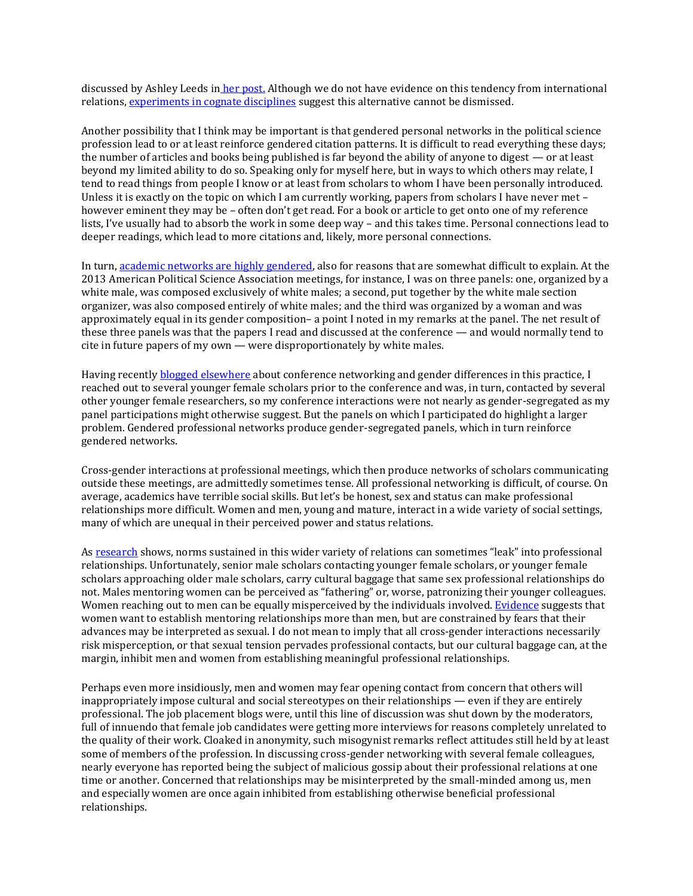discussed by Ashley Leeds in her post. Although we do not have evidence on this tendency from international relations, experiments in cognate disciplines suggest this alternative cannot be dismissed.

Another possibility that I think may be important is that gendered personal networks in the political science profession lead to or at least reinforce gendered citation patterns. It is difficult to read everything these days; the number of articles and books being published is far beyond the ability of anyone to digest — or at least beyond my limited ability to do so. Speaking only for myself here, but in ways to which others may relate, I tend to read things from people I know or at least from scholars to whom I have been personally introduced. Unless it is exactly on the topic on which I am currently working, papers from scholars I have never met – however eminent they may be – often don't get read. For a book or article to get onto one of my reference lists, I've usually had to absorb the work in some deep way – and this takes time. Personal connections lead to deeper readings, which lead to more citations and, likely, more personal connections.

In turn, academic networks are highly gendered, also for reasons that are somewhat difficult to explain. At the 2013 American Political Science Association meetings, for instance, I was on three panels: one, organized by a white male, was composed exclusively of white males; a second, put together by the white male section organizer, was also composed entirely of white males; and the third was organized by a woman and was approximately equal in its gender composition– a point I noted in my remarks at the panel. The net result of these three panels was that the papers I read and discussed at the conference — and would normally tend to cite in future papers of my own — were disproportionately by white males.

Having recently blogged elsewhere about conference networking and gender differences in this practice, I reached out to several younger female scholars prior to the conference and was, in turn, contacted by several other younger female researchers, so my conference interactions were not nearly as gender-segregated as my panel participations might otherwise suggest. But the panels on which I participated do highlight a larger problem. Gendered professional networks produce gender-segregated panels, which in turn reinforce gendered networks.

Cross-gender interactions at professional meetings, which then produce networks of scholars communicating outside these meetings, are admittedly sometimes tense. All professional networking is difficult, of course. On average, academics have terrible social skills. But let's be honest, sex and status can make professional relationships more difficult. Women and men, young and mature, interact in a wide variety of social settings, many of which are unequal in their perceived power and status relations.

As research shows, norms sustained in this wider variety of relations can sometimes "leak" into professional relationships. Unfortunately, senior male scholars contacting younger female scholars, or younger female scholars approaching older male scholars, carry cultural baggage that same sex professional relationships do not. Males mentoring women can be perceived as "fathering" or, worse, patronizing their younger colleagues. Women reaching out to men can be equally misperceived by the individuals involved. Evidence suggests that women want to establish mentoring relationships more than men, but are constrained by fears that their advances may be interpreted as sexual. I do not mean to imply that all cross-gender interactions necessarily risk misperception, or that sexual tension pervades professional contacts, but our cultural baggage can, at the margin, inhibit men and women from establishing meaningful professional relationships.

Perhaps even more insidiously, men and women may fear opening contact from concern that others will inappropriately impose cultural and social stereotypes on their relationships — even if they are entirely professional. The job placement blogs were, until this line of discussion was shut down by the moderators, full of innuendo that female job candidates were getting more interviews for reasons completely unrelated to the quality of their work. Cloaked in anonymity, such misogynist remarks reflect attitudes still held by at least some of members of the profession. In discussing cross-gender networking with several female colleagues, nearly everyone has reported being the subject of malicious gossip about their professional relations at one time or another. Concerned that relationships may be misinterpreted by the small-minded among us, men and especially women are once again inhibited from establishing otherwise beneficial professional relationships.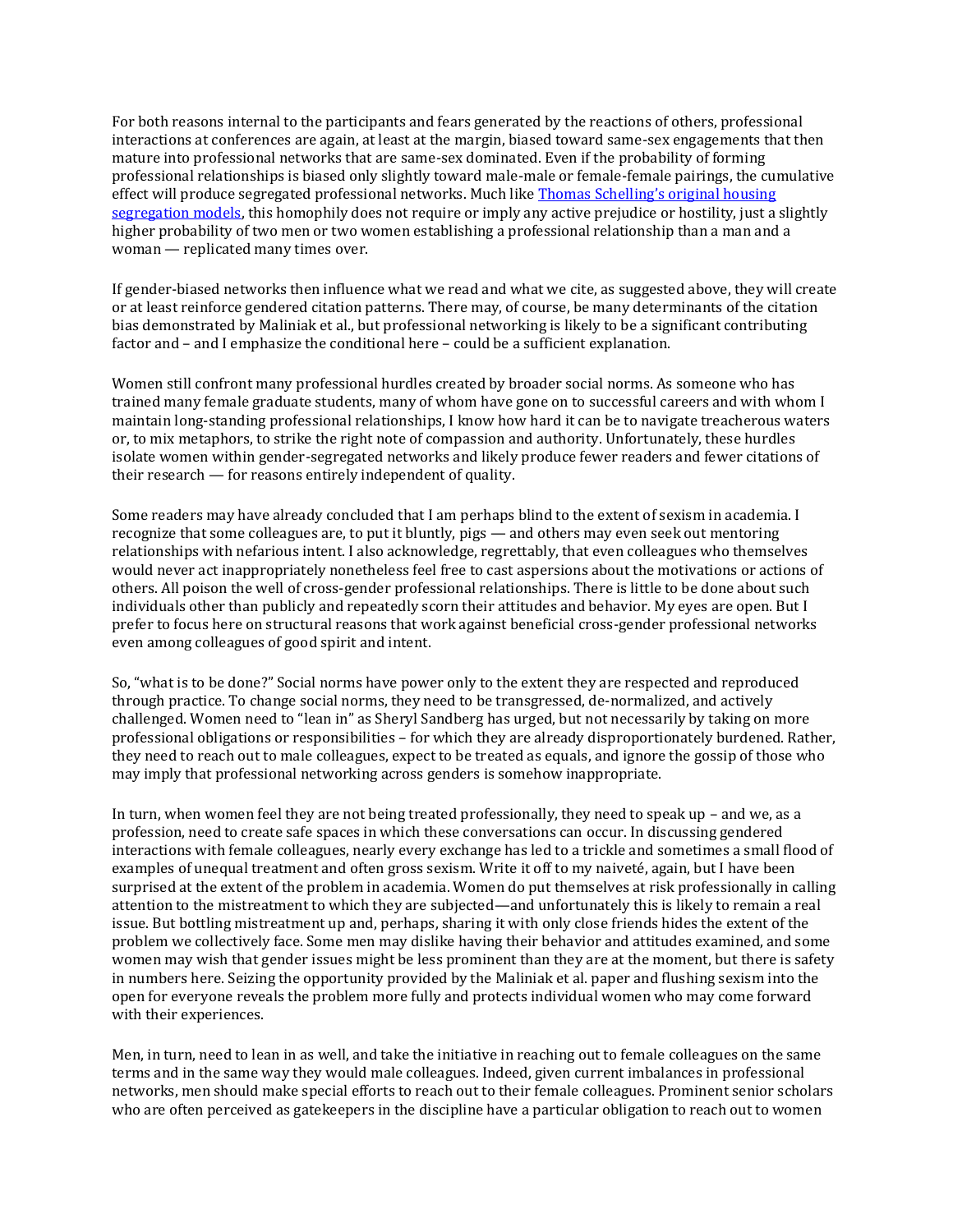For both reasons internal to the participants and fears generated by the reactions of others, professional interactions at conferences are again, at least at the margin, biased toward same-sex engagements that then mature into professional networks that are same-sex dominated. Even if the probability of forming professional relationships is biased only slightly toward male-male or female-female pairings, the cumulative effect will produce segregated professional networks. Much like [Thomas Schelling's original housing segregation models](), this homophily does not require or imply any active prejudice or hostility, just a slightly higher probability of two men or two women establishing a professional relationship than a man and a woman — replicated many times over.

If gender-biased networks then influence what we read and what we cite, as suggested above, they will create or at least reinforce gendered citation patterns. There may, of course, be many determinants of the citation bias demonstrated by Maliniak et al., but professional networking is likely to be a significant contributing factor and – and I emphasize the conditional here – could be a sufficient explanation.

Women still confront many professional hurdles created by broader social norms. As someone who has trained many female graduate students, many of whom have gone on to successful careers and with whom I maintain long-standing professional relationships, I know how hard it can be to navigate treacherous waters or, to mix metaphors, to strike the right note of compassion and authority. Unfortunately, these hurdles isolate women within gender-segregated networks and likely produce fewer readers and fewer citations of their research — for reasons entirely independent of quality.

Some readers may have already concluded that I am perhaps blind to the extent of sexism in academia. I recognize that some colleagues are, to put it bluntly, pigs — and others may even seek out mentoring relationships with nefarious intent. I also acknowledge, regrettably, that even colleagues who themselves would never act inappropriately nonetheless feel free to cast aspersions about the motivations or actions of others. All poison the well of cross-gender professional relationships. There is little to be done about such individuals other than publicly and repeatedly scorn their attitudes and behavior. My eyes are open. But I prefer to focus here on structural reasons that work against beneficial cross-gender professional networks even among colleagues of good spirit and intent.

So, "what is to be done?" Social norms have power only to the extent they are respected and reproduced through practice. To change social norms, they need to be transgressed, de-normalized, and actively challenged. Women need to "lean in" as Sheryl Sandberg has urged, but not necessarily by taking on more professional obligations or responsibilities – for which they are already disproportionately burdened. Rather, they need to reach out to male colleagues, expect to be treated as equals, and ignore the gossip of those who may imply that professional networking across genders is somehow inappropriate.

In turn, when women feel they are not being treated professionally, they need to speak up – and we, as a profession, need to create safe spaces in which these conversations can occur. In discussing gendered interactions with female colleagues, nearly every exchange has led to a trickle and sometimes a small flood of examples of unequal treatment and often gross sexism. Write it off to my naiveté, again, but I have been surprised at the extent of the problem in academia. Women do put themselves at risk professionally in calling attention to the mistreatment to which they are subjected—and unfortunately this is likely to remain a real issue. But bottling mistreatment up and, perhaps, sharing it with only close friends hides the extent of the problem we collectively face. Some men may dislike having their behavior and attitudes examined, and some women may wish that gender issues might be less prominent than they are at the moment, but there is safety in numbers here. Seizing the opportunity provided by the Maliniak et al. paper and flushing sexism into the open for everyone reveals the problem more fully and protects individual women who may come forward with their experiences.

Men, in turn, need to lean in as well, and take the initiative in reaching out to female colleagues on the same terms and in the same way they would male colleagues. Indeed, given current imbalances in professional networks, men should make special efforts to reach out to their female colleagues. Prominent senior scholars who are often perceived as gatekeepers in the discipline have a particular obligation to reach out to women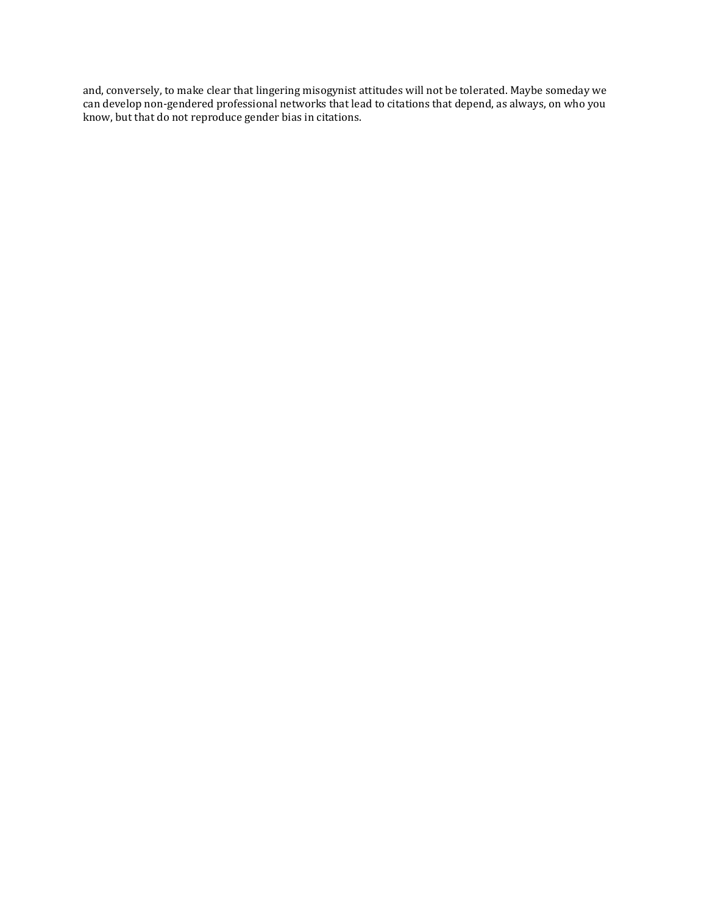and, conversely, to make clear that lingering misogynist attitudes will not be tolerated. Maybe someday we can develop non-gendered professional networks that lead to citations that depend, as always, on who you know, but that do not reproduce gender bias in citations.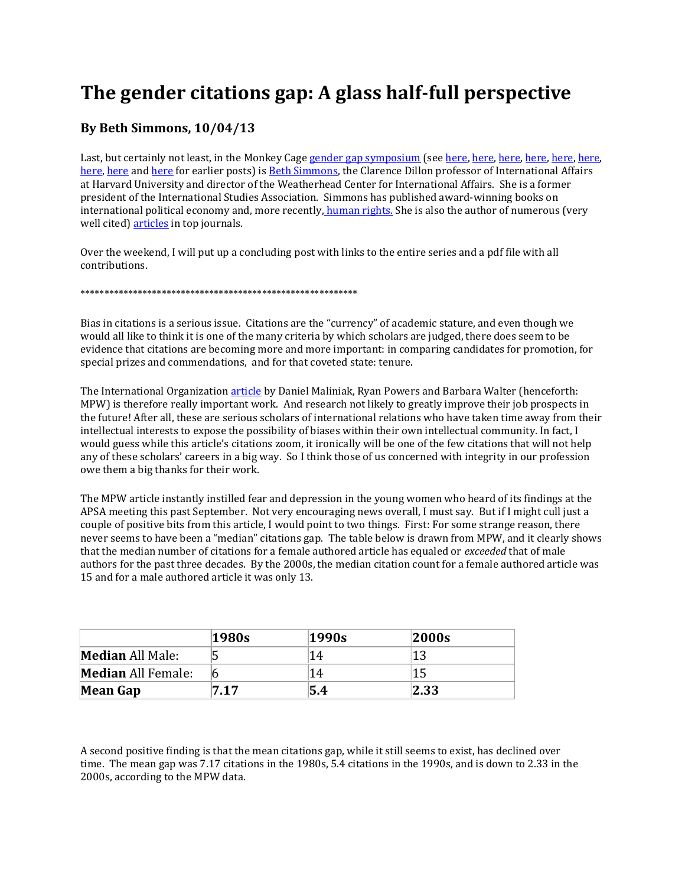# The gender citations gap: A glass half-full perspective

## By Beth Simmons, 10/04/13

Last, but certainly not least, in the Monkey Cage gender gap symposium (see here, here, here, here, here, here, here, here and here for earlier posts) is Beth Simmons, the Clarence Dillon professor of International Affairs at Harvard University and director of the Weatherhead Center for International Affairs. She is a former president of the International Studies Association. Simmons has published award-winning books on international political economy and, more recently, human rights. She is also the author of numerous (very well cited) articles in top journals.

Over the weekend, I will put up a concluding post with links to the entire series and a pdf file with all contributions.

\*\*\*\*\*\*\*\*\*\*\*\*\*\*\*\*\*\*\*\*\*\*\*\*\*\*\*\*\*\*\*\*\*\*\*\*\*\*\*\*\*\*\*\*\*\*\*\*\*\*\*\*\*\*\*\*\*\*\*\*

Bias in citations is a serious issue. Citations are the "currency" of academic stature, and even though we would all like to think it is one of the many criteria by which scholars are judged, there does seem to be evidence that citations are becoming more and more important: in comparing candidates for promotion, for special prizes and commendations, and for that coveted state: tenure.

The International Organization article by Daniel Maliniak, Ryan Powers and Barbara Walter (henceforth: MPW) is therefore really important work. And research not likely to greatly improve their job prospects in the future! After all, these are serious scholars of international relations who have taken time away from their intellectual interests to expose the possibility of biases within their own intellectual community. In fact, I would guess while this article's citations zoom, it ironically will be one of the few citations that will not help any of these scholars' careers in a big way. So I think those of us concerned with integrity in our profession owe them a big thanks for their work.

The MPW article instantly instilled fear and depression in the young women who heard of its findings at the APSA meeting this past September. Not very encouraging news overall, I must say. But if I might cull just a couple of positive bits from this article, I would point to two things. First: For some strange reason, there never seems to have been a "median" citations gap. The table below is drawn from MPW, and it clearly shows that the median number of citations for a female authored article has equaled or *exceeded* that of male authors for the past three decades. By the 2000s, the median citation count for a female authored article was 15 and for a male authored article it was only 13.

| | **1980s** | **1990s** | **2000s** |
|---|---|---|---|
| **Median** All Male: | 5 | 14 | 13 |
| **Median** All Female: | 6 | 14 | 15 |
| **Mean Gap** | **7.17** | **5.4** | **2.33** |

A second positive finding is that the mean citations gap, while it still seems to exist, has declined over time. The mean gap was 7.17 citations in the 1980s, 5.4 citations in the 1990s, and is down to 2.33 in the 2000s, according to the MPW data.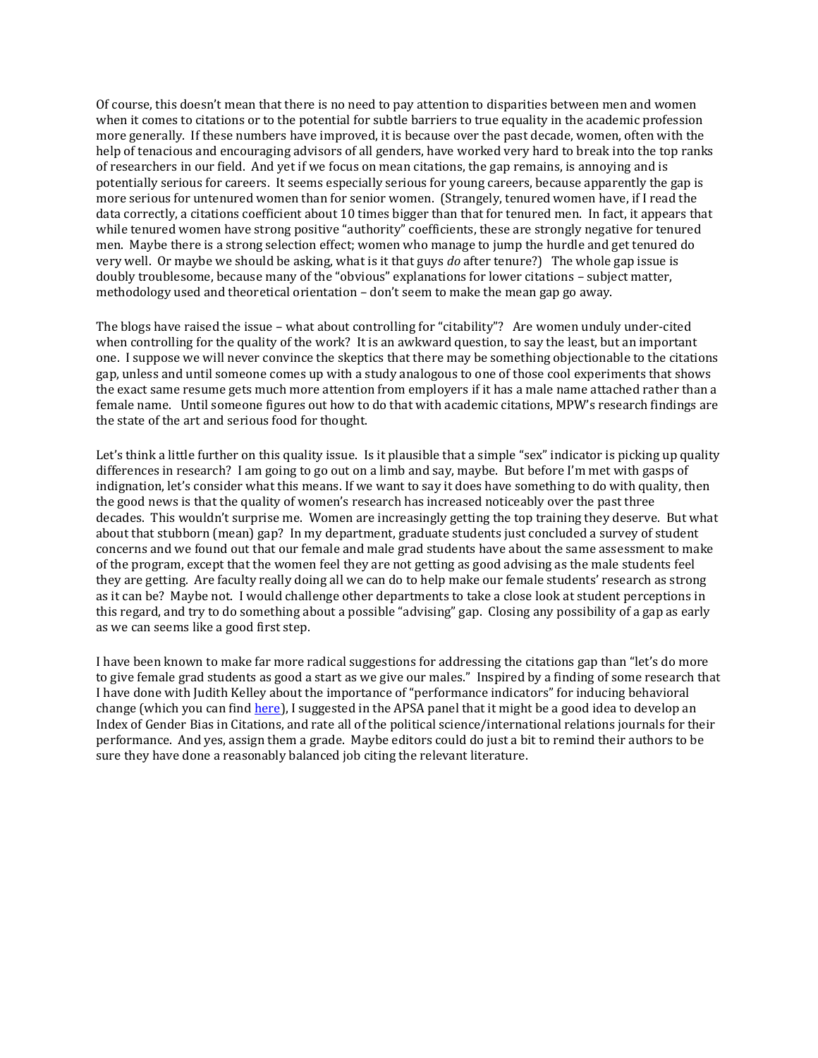Of course, this doesn't mean that there is no need to pay attention to disparities between men and women when it comes to citations or to the potential for subtle barriers to true equality in the academic profession more generally. If these numbers have improved, it is because over the past decade, women, often with the help of tenacious and encouraging advisors of all genders, have worked very hard to break into the top ranks of researchers in our field. And yet if we focus on mean citations, the gap remains, is annoying and is potentially serious for careers. It seems especially serious for young careers, because apparently the gap is more serious for untenured women than for senior women. (Strangely, tenured women have, if I read the data correctly, a citations coefficient about 10 times bigger than that for tenured men. In fact, it appears that while tenured women have strong positive "authority" coefficients, these are strongly negative for tenured men. Maybe there is a strong selection effect; women who manage to jump the hurdle and get tenured do very well. Or maybe we should be asking, what is it that guys *do* after tenure?) The whole gap issue is doubly troublesome, because many of the "obvious" explanations for lower citations – subject matter, methodology used and theoretical orientation – don't seem to make the mean gap go away.

The blogs have raised the issue – what about controlling for "citability"? Are women unduly under-cited when controlling for the quality of the work? It is an awkward question, to say the least, but an important one. I suppose we will never convince the skeptics that there may be something objectionable to the citations gap, unless and until someone comes up with a study analogous to one of those cool experiments that shows the exact same resume gets much more attention from employers if it has a male name attached rather than a female name. Until someone figures out how to do that with academic citations, MPW's research findings are the state of the art and serious food for thought.

Let's think a little further on this quality issue. Is it plausible that a simple "sex" indicator is picking up quality differences in research? I am going to go out on a limb and say, maybe. But before I'm met with gasps of indignation, let's consider what this means. If we want to say it does have something to do with quality, then the good news is that the quality of women's research has increased noticeably over the past three decades. This wouldn't surprise me. Women are increasingly getting the top training they deserve. But what about that stubborn (mean) gap? In my department, graduate students just concluded a survey of student concerns and we found out that our female and male grad students have about the same assessment to make of the program, except that the women feel they are not getting as good advising as the male students feel they are getting. Are faculty really doing all we can do to help make our female students' research as strong as it can be? Maybe not. I would challenge other departments to take a close look at student perceptions in this regard, and try to do something about a possible "advising" gap. Closing any possibility of a gap as early as we can seems like a good first step.

I have been known to make far more radical suggestions for addressing the citations gap than "let's do more to give female grad students as good a start as we give our males." Inspired by a finding of some research that I have done with Judith Kelley about the importance of "performance indicators" for inducing behavioral change (which you can find here), I suggested in the APSA panel that it might be a good idea to develop an Index of Gender Bias in Citations, and rate all of the political science/international relations journals for their performance. And yes, assign them a grade. Maybe editors could do just a bit to remind their authors to be sure they have done a reasonably balanced job citing the relevant literature.